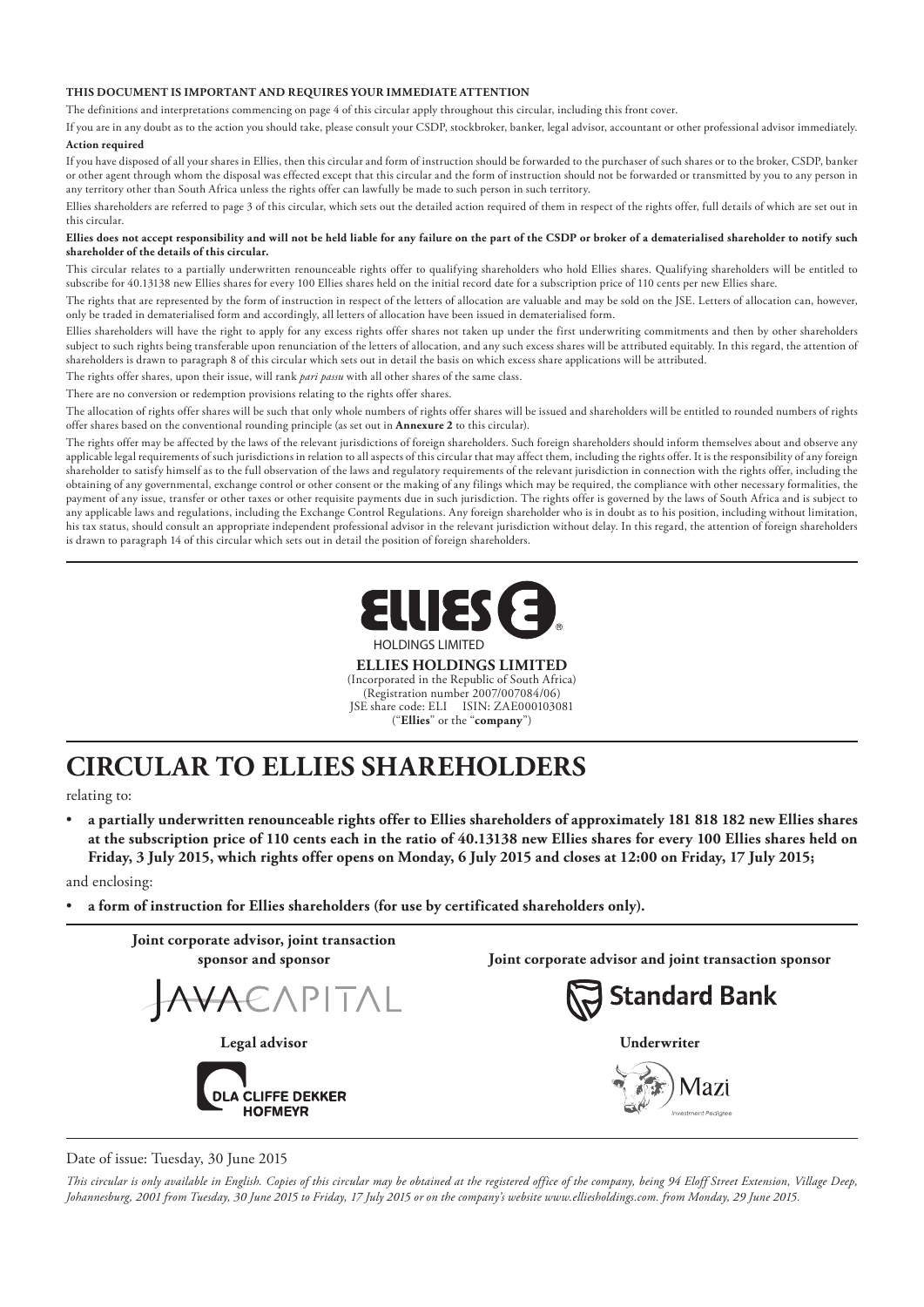**THIS DOCUMENT IS IMPORTANT AND REQUIRES YOUR IMMEDIATE ATTENTION**

The definitions and interpretations commencing on page 4 of this circular apply throughout this circular, including this front cover.

If you are in any doubt as to the action you should take, please consult your CSDP, stockbroker, banker, legal advisor, accountant or other professional advisor immediately.

**Action required**

If you have disposed of all your shares in Ellies, then this circular and form of instruction should be forwarded to the purchaser of such shares or to the broker, CSDP, banker or other agent through whom the disposal was effected except that this circular and the form of instruction should not be forwarded or transmitted by you to any person in any territory other than South Africa unless the rights offer can lawfully be made to such person in such territory.

Ellies shareholders are referred to page 3 of this circular, which sets out the detailed action required of them in respect of the rights offer, full details of which are set out in this circular.

**Ellies does not accept responsibility and will not be held liable for any failure on the part of the CSDP or broker of a dematerialised shareholder to notify such shareholder of the details of this circular.**

This circular relates to a partially underwritten renounceable rights offer to qualifying shareholders who hold Ellies shares. Qualifying shareholders will be entitled to subscribe for 40.13138 new Ellies shares for every 100 Ellies shares held on the initial record date for a subscription price of 110 cents per new Ellies share.

The rights that are represented by the form of instruction in respect of the letters of allocation are valuable and may be sold on the JSE. Letters of allocation can, however, only be traded in dematerialised form and accordingly, all letters of allocation have been issued in dematerialised form.

Ellies shareholders will have the right to apply for any excess rights offer shares not taken up under the first underwriting commitments and then by other shareholders subject to such rights being transferable upon renunciation of the letters of allocation, and any such excess shares will be attributed equitably. In this regard, the attention of shareholders is drawn to paragraph 8 of this circular which sets out in detail the basis on which excess share applications will be attributed.

The rights offer shares, upon their issue, will rank *pari passu* with all other shares of the same class.

There are no conversion or redemption provisions relating to the rights offer shares.

The allocation of rights offer shares will be such that only whole numbers of rights offer shares will be issued and shareholders will be entitled to rounded numbers of rights offer shares based on the conventional rounding principle (as set out in **Annexure 2** to this circular).

The rights offer may be affected by the laws of the relevant jurisdictions of foreign shareholders. Such foreign shareholders should inform themselves about and observe any applicable legal requirements of such jurisdictions in relation to all aspects of this circular that may affect them, including the rights offer. It is the responsibility of any foreign shareholder to satisfy himself as to the full observation of the laws and regulatory requirements of the relevant jurisdiction in connection with the rights offer, including the obtaining of any governmental, exchange control or other consent or the making of any filings which may be required, the compliance with other necessary formalities, the payment of any issue, transfer or other taxes or other requisite payments due in such jurisdiction. The rights offer is governed by the laws of South Africa and is subject to any applicable laws and regulations, including the Exchange Control Regulations. Any foreign shareholder who is in doubt as to his position, including without limitation, his tax status, should consult an appropriate independent professional advisor in the relevant jurisdiction without delay. In this regard, the attention of foreign shareholders is drawn to paragraph 14 of this circular which sets out in detail the position of foreign shareholders.

**ELLIES HOLDINGS LIMITED**
(Incorporated in the Republic of South Africa)
(Registration number 2007/007084/06)
JSE share code: ELI ISIN: ZAE000103081
("**Ellies**" or the "**company**")

# CIRCULAR TO ELLIES SHAREHOLDERS

relating to:

- **a partially underwritten renounceable rights offer to Ellies shareholders of approximately 181 818 182 new Ellies shares at the subscription price of 110 cents each in the ratio of 40.13138 new Ellies shares for every 100 Ellies shares held on Friday, 3 July 2015, which rights offer opens on Monday, 6 July 2015 and closes at 12:00 on Friday, 17 July 2015;**

and enclosing:

- **a form of instruction for Ellies shareholders (for use by certificated shareholders only).**

**Joint corporate advisor, joint transaction sponsor and sponsor**
Java Capital

**Joint corporate advisor and joint transaction sponsor**
Standard Bank

**Legal advisor**
DLA Cliffe Dekker Hofmeyr

**Underwriter**
Mazi

Date of issue: Tuesday, 30 June 2015

*This circular is only available in English. Copies of this circular may be obtained at the registered office of the company, being 94 Eloff Street Extension, Village Deep, Johannesburg, 2001 from Tuesday, 30 June 2015 to Friday, 17 July 2015 or on the company's website www.ellies holdings.com. from Monday, 29 June 2015.*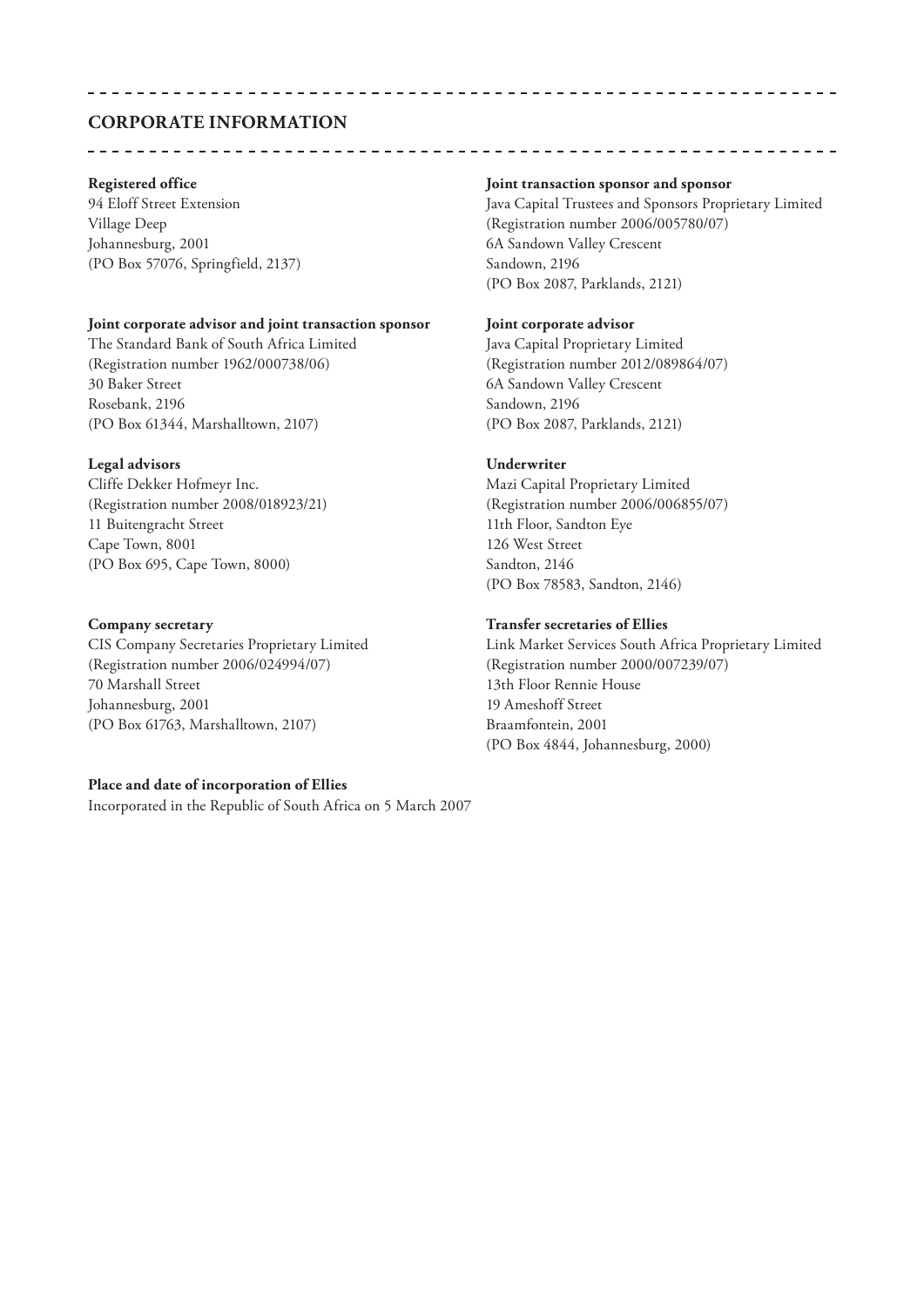## CORPORATE INFORMATION

**Registered office**
94 Eloff Street Extension
Village Deep
Johannesburg, 2001
(PO Box 57076, Springfield, 2137)

**Joint corporate advisor and joint transaction sponsor**
The Standard Bank of South Africa Limited
(Registration number 1962/000738/06)
30 Baker Street
Rosebank, 2196
(PO Box 61344, Marshalltown, 2107)

**Legal advisors**
Cliffe Dekker Hofmeyr Inc.
(Registration number 2008/018923/21)
11 Buitengracht Street
Cape Town, 8001
(PO Box 695, Cape Town, 8000)

**Company secretary**
CIS Company Secretaries Proprietary Limited
(Registration number 2006/024994/07)
70 Marshall Street
Johannesburg, 2001
(PO Box 61763, Marshalltown, 2107)

**Place and date of incorporation of Ellies**
Incorporated in the Republic of South Africa on 5 March 2007

**Joint transaction sponsor and sponsor**
Java Capital Trustees and Sponsors Proprietary Limited
(Registration number 2006/005780/07)
6A Sandown Valley Crescent
Sandown, 2196
(PO Box 2087, Parklands, 2121)

**Joint corporate advisor**
Java Capital Proprietary Limited
(Registration number 2012/089864/07)
6A Sandown Valley Crescent
Sandown, 2196
(PO Box 2087, Parklands, 2121)

**Underwriter**
Mazi Capital Proprietary Limited
(Registration number 2006/006855/07)
11th Floor, Sandton Eye
126 West Street
Sandton, 2146
(PO Box 78583, Sandton, 2146)

**Transfer secretaries of Ellies**
Link Market Services South Africa Proprietary Limited
(Registration number 2000/007239/07)
13th Floor Rennie House
19 Ameshoff Street
Braamfontein, 2001
(PO Box 4844, Johannesburg, 2000)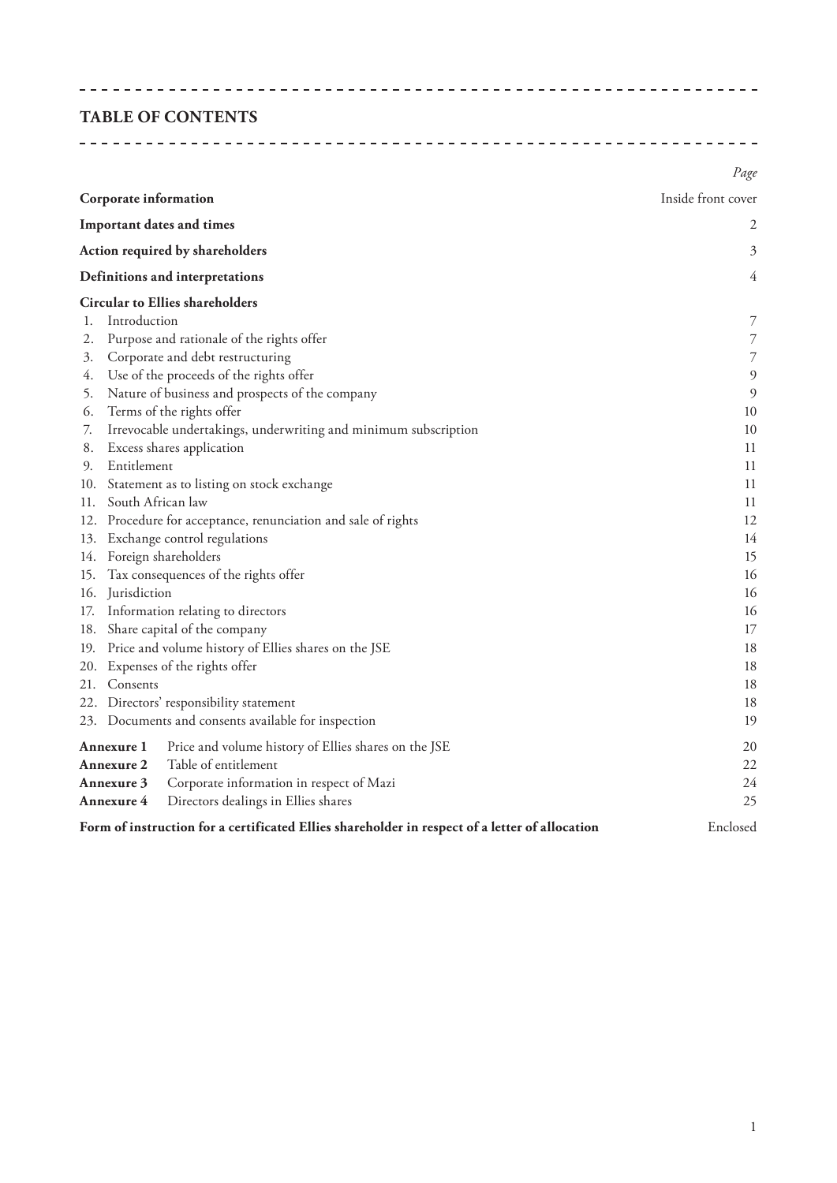# TABLE OF CONTENTS

| | | Page |
|---|---|---|
| **Corporate information** | | Inside front cover |
| **Important dates and times** | | 2 |
| **Action required by shareholders** | | 3 |
| **Definitions and interpretations** | | 4 |
| **Circular to Ellies shareholders** | | |
| 1. | Introduction | 7 |
| 2. | Purpose and rationale of the rights offer | 7 |
| 3. | Corporate and debt restructuring | 7 |
| 4. | Use of the proceeds of the rights offer | 9 |
| 5. | Nature of business and prospects of the company | 9 |
| 6. | Terms of the rights offer | 10 |
| 7. | Irrevocable undertakings, underwriting and minimum subscription | 10 |
| 8. | Excess shares application | 11 |
| 9. | Entitlement | 11 |
| 10. | Statement as to listing on stock exchange | 11 |
| 11. | South African law | 11 |
| 12. | Procedure for acceptance, renunciation and sale of rights | 12 |
| 13. | Exchange control regulations | 14 |
| 14. | Foreign shareholders | 15 |
| 15. | Tax consequences of the rights offer | 16 |
| 16. | Jurisdiction | 16 |
| 17. | Information relating to directors | 16 |
| 18. | Share capital of the company | 17 |
| 19. | Price and volume history of Ellies shares on the JSE | 18 |
| 20. | Expenses of the rights offer | 18 |
| 21. | Consents | 18 |
| 22. | Directors' responsibility statement | 18 |
| 23. | Documents and consents available for inspection | 19 |
| **Annexure 1** | Price and volume history of Ellies shares on the JSE | 20 |
| **Annexure 2** | Table of entitlement | 22 |
| **Annexure 3** | Corporate information in respect of Mazi | 24 |
| **Annexure 4** | Directors dealings in Ellies shares | 25 |
| **Form of instruction for a certificated Ellies shareholder in respect of a letter of allocation** | | Enclosed |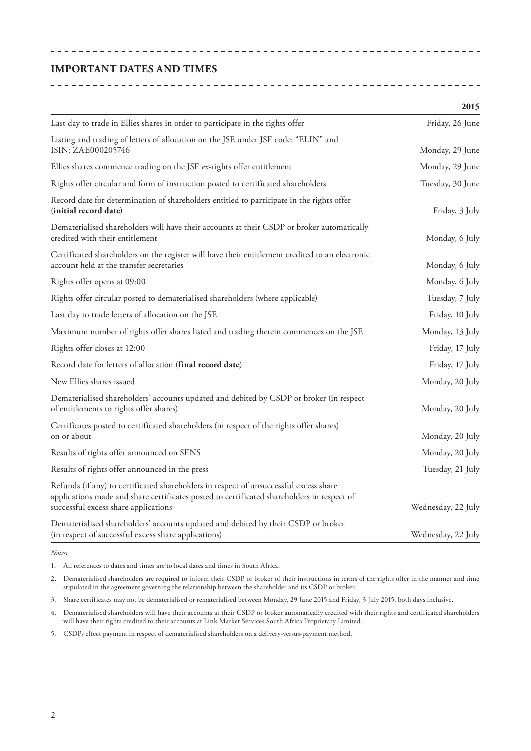## IMPORTANT DATES AND TIMES

| | 2015 |
|---|---|
| Last day to trade in Ellies shares in order to participate in the rights offer | Friday, 26 June |
| Listing and trading of letters of allocation on the JSE under JSE code: "ELIN" and ISIN: ZAE000205746 | Monday, 29 June |
| Ellies shares commence trading on the JSE *ex*-rights offer entitlement | Monday, 29 June |
| Rights offer circular and form of instruction posted to certificated shareholders | Tuesday, 30 June |
| Record date for determination of shareholders entitled to participate in the rights offer (**initial record date**) | Friday, 3 July |
| Dematerialised shareholders will have their accounts at their CSDP or broker automatically credited with their entitlement | Monday, 6 July |
| Certificated shareholders on the register will have their entitlement credited to an electronic account held at the transfer secretaries | Monday, 6 July |
| Rights offer opens at 09:00 | Monday, 6 July |
| Rights offer circular posted to dematerialised shareholders (where applicable) | Tuesday, 7 July |
| Last day to trade letters of allocation on the JSE | Friday, 10 July |
| Maximum number of rights offer shares listed and trading therein commences on the JSE | Monday, 13 July |
| Rights offer closes at 12:00 | Friday, 17 July |
| Record date for letters of allocation (**final record date**) | Friday, 17 July |
| New Ellies shares issued | Monday, 20 July |
| Dematerialised shareholders' accounts updated and debited by CSDP or broker (in respect of entitlements to rights offer shares) | Monday, 20 July |
| Certificates posted to certificated shareholders (in respect of the rights offer shares) on or about | Monday, 20 July |
| Results of rights offer announced on SENS | Monday, 20 July |
| Results of rights offer announced in the press | Tuesday, 21 July |
| Refunds (if any) to certificated shareholders in respect of unsuccessful excess share applications made and share certificates posted to certificated shareholders in respect of successful excess share applications | Wednesday, 22 July |
| Dematerialised shareholders' accounts updated and debited by their CSDP or broker (in respect of successful excess share applications) | Wednesday, 22 July |

*Notes:*

1. All references to dates and times are to local dates and times in South Africa.
2. Dematerialised shareholders are required to inform their CSDP or broker of their instructions in terms of the rights offer in the manner and time stipulated in the agreement governing the relationship between the shareholder and its CSDP or broker.
3. Share certificates may not be dematerialised or rematerialised between Monday, 29 June 2015 and Friday, 3 July 2015, both days inclusive.
4. Dematerialised shareholders will have their accounts at their CSDP or broker automatically credited with their rights and certificated shareholders will have their rights credited to their accounts at Link Market Services South Africa Proprietary Limited.
5. CSDPs effect payment in respect of dematerialised shareholders on a delivery-versus-payment method.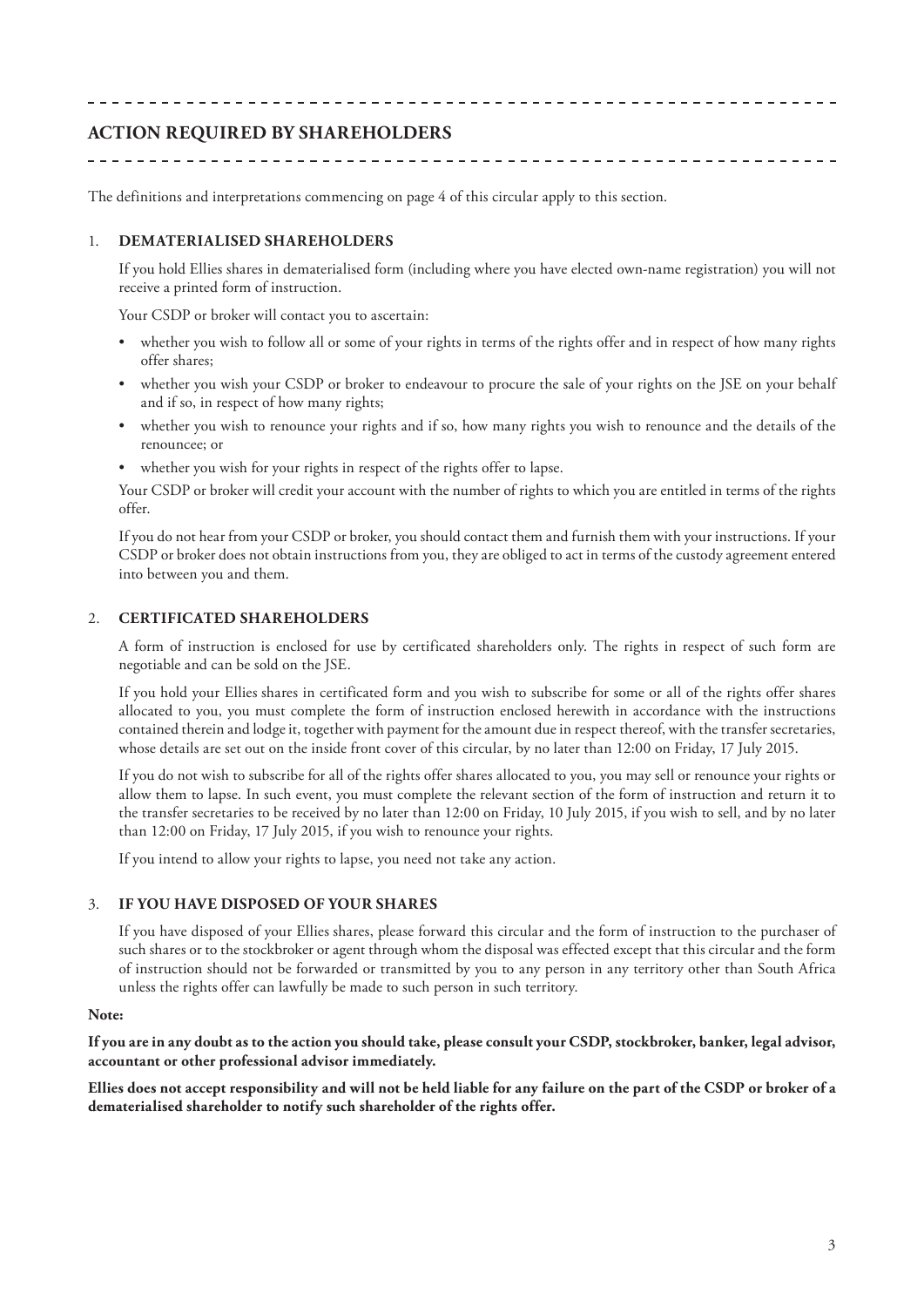## ACTION REQUIRED BY SHAREHOLDERS

The definitions and interpretations commencing on page 4 of this circular apply to this section.

1. **DEMATERIALISED SHAREHOLDERS**

   If you hold Ellies shares in dematerialised form (including where you have elected own-name registration) you will not receive a printed form of instruction.

   Your CSDP or broker will contact you to ascertain:

   - whether you wish to follow all or some of your rights in terms of the rights offer and in respect of how many rights offer shares;
   - whether you wish your CSDP or broker to endeavour to procure the sale of your rights on the JSE on your behalf and if so, in respect of how many rights;
   - whether you wish to renounce your rights and if so, how many rights you wish to renounce and the details of the renouncee; or
   - whether you wish for your rights in respect of the rights offer to lapse.

   Your CSDP or broker will credit your account with the number of rights to which you are entitled in terms of the rights offer.

   If you do not hear from your CSDP or broker, you should contact them and furnish them with your instructions. If your CSDP or broker does not obtain instructions from you, they are obliged to act in terms of the custody agreement entered into between you and them.

2. **CERTIFICATED SHAREHOLDERS**

   A form of instruction is enclosed for use by certificated shareholders only. The rights in respect of such form are negotiable and can be sold on the JSE.

   If you hold your Ellies shares in certificated form and you wish to subscribe for some or all of the rights offer shares allocated to you, you must complete the form of instruction enclosed herewith in accordance with the instructions contained therein and lodge it, together with payment for the amount due in respect thereof, with the transfer secretaries, whose details are set out on the inside front cover of this circular, by no later than 12:00 on Friday, 17 July 2015.

   If you do not wish to subscribe for all of the rights offer shares allocated to you, you may sell or renounce your rights or allow them to lapse. In such event, you must complete the relevant section of the form of instruction and return it to the transfer secretaries to be received by no later than 12:00 on Friday, 10 July 2015, if you wish to sell, and by no later than 12:00 on Friday, 17 July 2015, if you wish to renounce your rights.

   If you intend to allow your rights to lapse, you need not take any action.

3. **IF YOU HAVE DISPOSED OF YOUR SHARES**

   If you have disposed of your Ellies shares, please forward this circular and the form of instruction to the purchaser of such shares or to the stockbroker or agent through whom the disposal was effected except that this circular and the form of instruction should not be forwarded or transmitted by you to any person in any territory other than South Africa unless the rights offer can lawfully be made to such person in such territory.

**Note:**

**If you are in any doubt as to the action you should take, please consult your CSDP, stockbroker, banker, legal advisor, accountant or other professional advisor immediately.**

**Ellies does not accept responsibility and will not be held liable for any failure on the part of the CSDP or broker of a dematerialised shareholder to notify such shareholder of the rights offer.**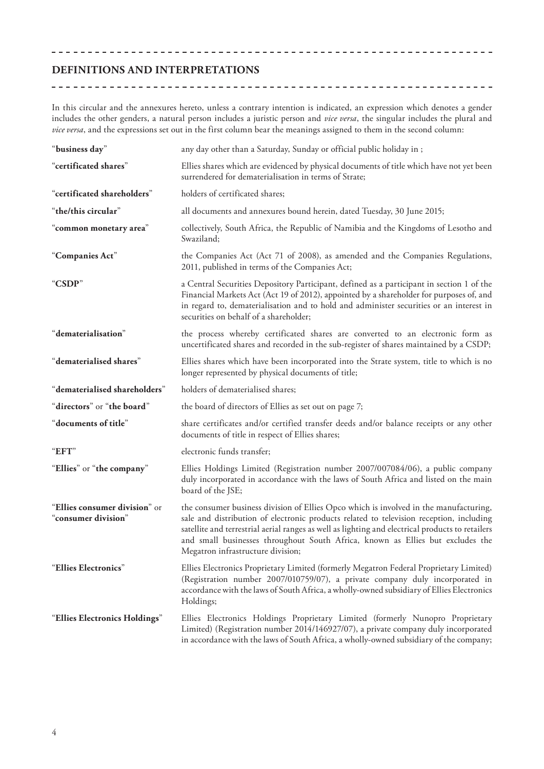## DEFINITIONS AND INTERPRETATIONS

In this circular and the annexures hereto, unless a contrary intention is indicated, an expression which denotes a gender includes the other genders, a natural person includes a juristic person and *vice versa*, the singular includes the plural and *vice versa*, and the expressions set out in the first column bear the meanings assigned to them in the second column:

| | |
|---|---|
| "**business day**" | any day other than a Saturday, Sunday or official public holiday in ; |
| "**certificated shares**" | Ellies shares which are evidenced by physical documents of title which have not yet been surrendered for dematerialisation in terms of Strate; |
| "**certificated shareholders**" | holders of certificated shares; |
| "**the/this circular**" | all documents and annexures bound herein, dated Tuesday, 30 June 2015; |
| "**common monetary area**" | collectively, South Africa, the Republic of Namibia and the Kingdoms of Lesotho and Swaziland; |
| "**Companies Act**" | the Companies Act (Act 71 of 2008), as amended and the Companies Regulations, 2011, published in terms of the Companies Act; |
| "**CSDP**" | a Central Securities Depository Participant, defined as a participant in section 1 of the Financial Markets Act (Act 19 of 2012), appointed by a shareholder for purposes of, and in regard to, dematerialisation and to hold and administer securities or an interest in securities on behalf of a shareholder; |
| "**dematerialisation**" | the process whereby certificated shares are converted to an electronic form as uncertificated shares and recorded in the sub-register of shares maintained by a CSDP; |
| "**dematerialised shares**" | Ellies shares which have been incorporated into the Strate system, title to which is no longer represented by physical documents of title; |
| "**dematerialised shareholders**" | holders of dematerialised shares; |
| "**directors**" or "**the board**" | the board of directors of Ellies as set out on page 7; |
| "**documents of title**" | share certificates and/or certified transfer deeds and/or balance receipts or any other documents of title in respect of Ellies shares; |
| "**EFT**" | electronic funds transfer; |
| "**Ellies**" or "**the company**" | Ellies Holdings Limited (Registration number 2007/007084/06), a public company duly incorporated in accordance with the laws of South Africa and listed on the main board of the JSE; |
| "**Ellies consumer division**" or "**consumer division**" | the consumer business division of Ellies Opco which is involved in the manufacturing, sale and distribution of electronic products related to television reception, including satellite and terrestrial aerial ranges as well as lighting and electrical products to retailers and small businesses throughout South Africa, known as Ellies but excludes the Megatron infrastructure division; |
| "**Ellies Electronics**" | Ellies Electronics Proprietary Limited (formerly Megatron Federal Proprietary Limited) (Registration number 2007/010759/07), a private company duly incorporated in accordance with the laws of South Africa, a wholly-owned subsidiary of Ellies Electronics Holdings; |
| "**Ellies Electronics Holdings**" | Ellies Electronics Holdings Proprietary Limited (formerly Nunopro Proprietary Limited) (Registration number 2014/146927/07), a private company duly incorporated in accordance with the laws of South Africa, a wholly-owned subsidiary of the company; |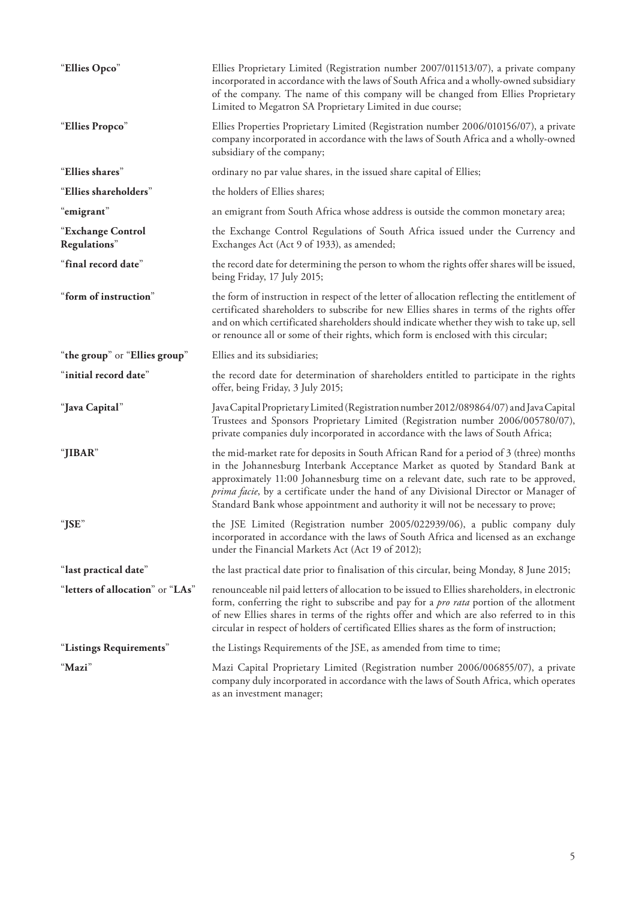| | |
|---|---|
| "**Ellies Opco**" | Ellies Proprietary Limited (Registration number 2007/011513/07), a private company incorporated in accordance with the laws of South Africa and a wholly-owned subsidiary of the company. The name of this company will be changed from Ellies Proprietary Limited to Megatron SA Proprietary Limited in due course; |
| "**Ellies Propco**" | Ellies Properties Proprietary Limited (Registration number 2006/010156/07), a private company incorporated in accordance with the laws of South Africa and a wholly-owned subsidiary of the company; |
| "**Ellies shares**" | ordinary no par value shares, in the issued share capital of Ellies; |
| "**Ellies shareholders**" | the holders of Ellies shares; |
| "**emigrant**" | an emigrant from South Africa whose address is outside the common monetary area; |
| "**Exchange Control Regulations**" | the Exchange Control Regulations of South Africa issued under the Currency and Exchanges Act (Act 9 of 1933), as amended; |
| "**final record date**" | the record date for determining the person to whom the rights offer shares will be issued, being Friday, 17 July 2015; |
| "**form of instruction**" | the form of instruction in respect of the letter of allocation reflecting the entitlement of certificated shareholders to subscribe for new Ellies shares in terms of the rights offer and on which certificated shareholders should indicate whether they wish to take up, sell or renounce all or some of their rights, which form is enclosed with this circular; |
| "**the group**" or "**Ellies group**" | Ellies and its subsidiaries; |
| "**initial record date**" | the record date for determination of shareholders entitled to participate in the rights offer, being Friday, 3 July 2015; |
| "**Java Capital**" | Java Capital Proprietary Limited (Registration number 2012/089864/07) and Java Capital Trustees and Sponsors Proprietary Limited (Registration number 2006/005780/07), private companies duly incorporated in accordance with the laws of South Africa; |
| "**JIBAR**" | the mid-market rate for deposits in South African Rand for a period of 3 (three) months in the Johannesburg Interbank Acceptance Market as quoted by Standard Bank at approximately 11:00 Johannesburg time on a relevant date, such rate to be approved, *prima facie*, by a certificate under the hand of any Divisional Director or Manager of Standard Bank whose appointment and authority it will not be necessary to prove; |
| "**JSE**" | the JSE Limited (Registration number 2005/022939/06), a public company duly incorporated in accordance with the laws of South Africa and licensed as an exchange under the Financial Markets Act (Act 19 of 2012); |
| "**last practical date**" | the last practical date prior to finalisation of this circular, being Monday, 8 June 2015; |
| "**letters of allocation**" or "**LAs**" | renounceable nil paid letters of allocation to be issued to Ellies shareholders, in electronic form, conferring the right to subscribe and pay for a *pro rata* portion of the allotment of new Ellies shares in terms of the rights offer and which are also referred to in this circular in respect of holders of certificated Ellies shares as the form of instruction; |
| "**Listings Requirements**" | the Listings Requirements of the JSE, as amended from time to time; |
| "**Mazi**" | Mazi Capital Proprietary Limited (Registration number 2006/006855/07), a private company duly incorporated in accordance with the laws of South Africa, which operates as an investment manager; |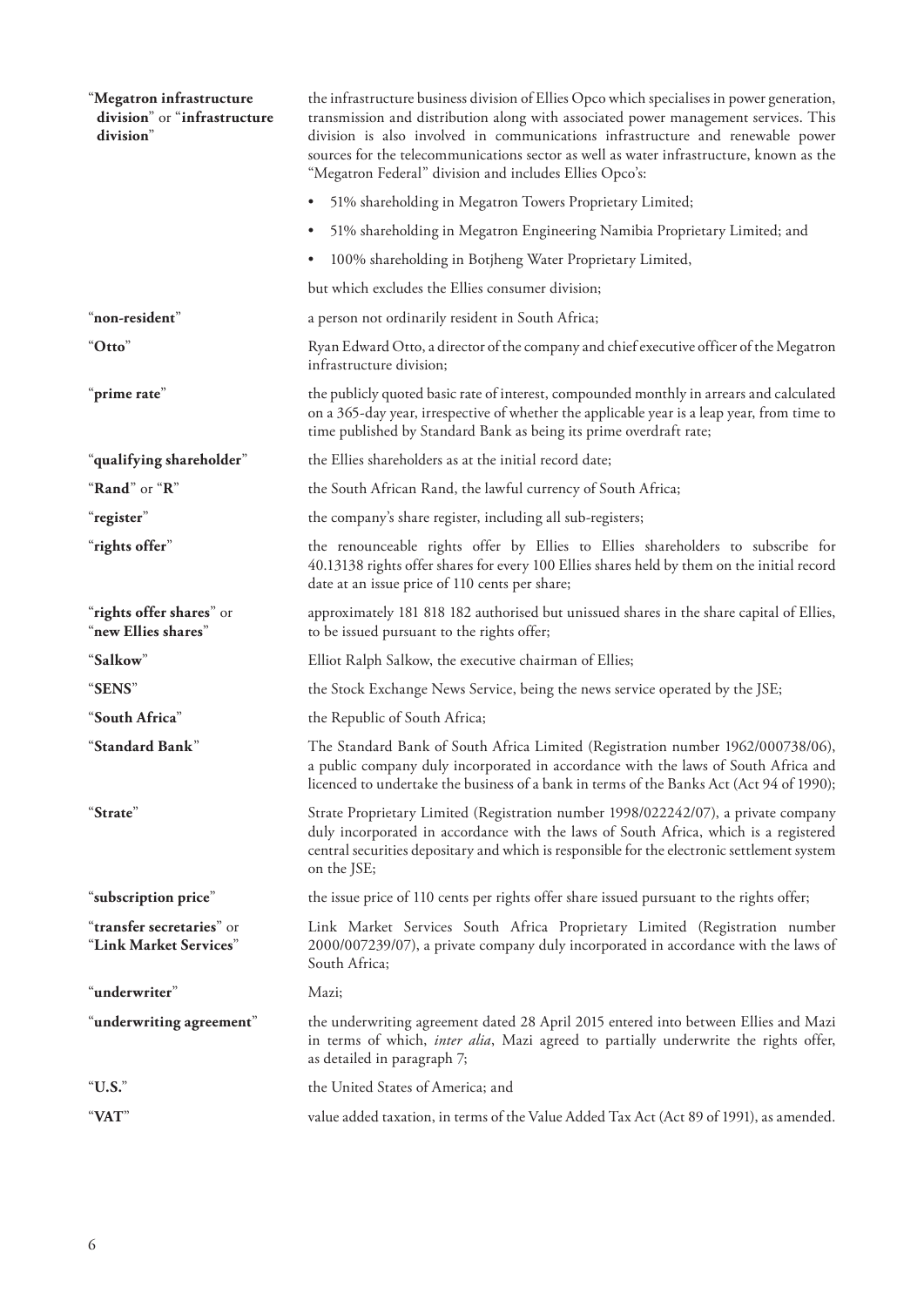| | |
|---|---|
| "**Megatron infrastructure division**" or "**infrastructure division**" | the infrastructure business division of Ellies Opco which specialises in power generation, transmission and distribution along with associated power management services. This division is also involved in communications infrastructure and renewable power sources for the telecommunications sector as well as water infrastructure, known as the "Megatron Federal" division and includes Ellies Opco's:<br>• 51% shareholding in Megatron Towers Proprietary Limited;<br>• 51% shareholding in Megatron Engineering Namibia Proprietary Limited; and<br>• 100% shareholding in Botjheng Water Proprietary Limited,<br>but which excludes the Ellies consumer division; |
| "**non-resident**" | a person not ordinarily resident in South Africa; |
| "**Otto**" | Ryan Edward Otto, a director of the company and chief executive officer of the Megatron infrastructure division; |
| "**prime rate**" | the publicly quoted basic rate of interest, compounded monthly in arrears and calculated on a 365-day year, irrespective of whether the applicable year is a leap year, from time to time published by Standard Bank as being its prime overdraft rate; |
| "**qualifying shareholder**" | the Ellies shareholders as at the initial record date; |
| "**Rand**" or "**R**" | the South African Rand, the lawful currency of South Africa; |
| "**register**" | the company's share register, including all sub-registers; |
| "**rights offer**" | the renounceable rights offer by Ellies to Ellies shareholders to subscribe for 40.13138 rights offer shares for every 100 Ellies shares held by them on the initial record date at an issue price of 110 cents per share; |
| "**rights offer shares**" or "**new Ellies shares**" | approximately 181 818 182 authorised but unissued shares in the share capital of Ellies, to be issued pursuant to the rights offer; |
| "**Salkow**" | Elliot Ralph Salkow, the executive chairman of Ellies; |
| "**SENS**" | the Stock Exchange News Service, being the news service operated by the JSE; |
| "**South Africa**" | the Republic of South Africa; |
| "**Standard Bank**" | The Standard Bank of South Africa Limited (Registration number 1962/000738/06), a public company duly incorporated in accordance with the laws of South Africa and licenced to undertake the business of a bank in terms of the Banks Act (Act 94 of 1990); |
| "**Strate**" | Strate Proprietary Limited (Registration number 1998/022242/07), a private company duly incorporated in accordance with the laws of South Africa, which is a registered central securities depositary and which is responsible for the electronic settlement system on the JSE; |
| "**subscription price**" | the issue price of 110 cents per rights offer share issued pursuant to the rights offer; |
| "**transfer secretaries**" or "**Link Market Services**" | Link Market Services South Africa Proprietary Limited (Registration number 2000/007239/07), a private company duly incorporated in accordance with the laws of South Africa; |
| "**underwriter**" | Mazi; |
| "**underwriting agreement**" | the underwriting agreement dated 28 April 2015 entered into between Ellies and Mazi in terms of which, *inter alia*, Mazi agreed to partially underwrite the rights offer, as detailed in paragraph 7; |
| "**U.S.**" | the United States of America; and |
| "**VAT**" | value added taxation, in terms of the Value Added Tax Act (Act 89 of 1991), as amended. |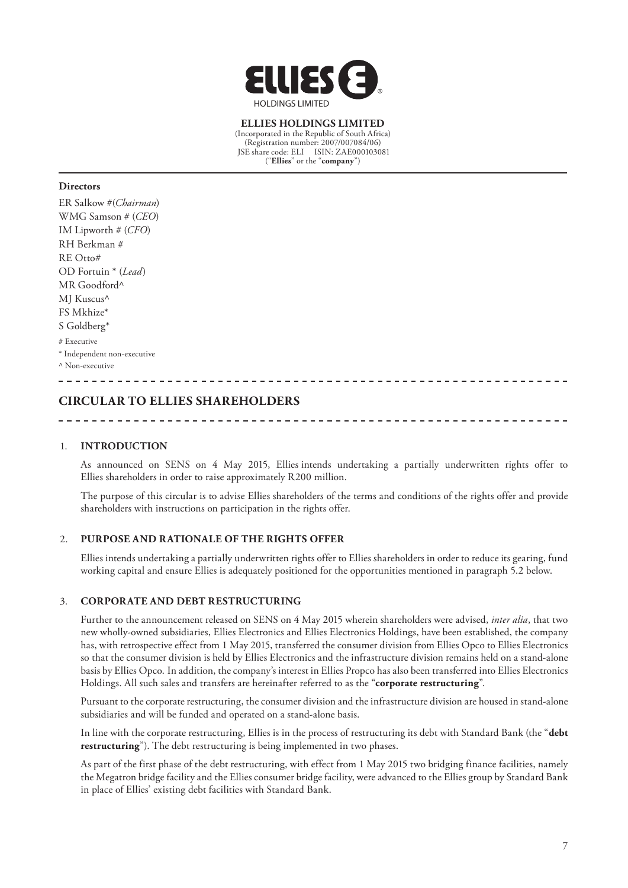**ELLIES HOLDINGS LIMITED**
(Incorporated in the Republic of South Africa)
(Registration number: 2007/007084/06)
JSE share code: ELI ISIN: ZAE000103081
("**Ellies**" or the "**company**")

**Directors**

ER Salkow #(*Chairman*)
WMG Samson # (*CEO*)
IM Lipworth # (*CFO*)
RH Berkman #
RE Otto#
OD Fortuin * (*Lead*)
MR Goodford^
MJ Kuscus^
FS Mkhize*
S Goldberg*

# Executive
* Independent non-executive
^ Non-executive

## CIRCULAR TO ELLIES SHAREHOLDERS

### 1. INTRODUCTION

As announced on SENS on 4 May 2015, Ellies intends undertaking a partially underwritten rights offer to Ellies shareholders in order to raise approximately R200 million.

The purpose of this circular is to advise Ellies shareholders of the terms and conditions of the rights offer and provide shareholders with instructions on participation in the rights offer.

### 2. PURPOSE AND RATIONALE OF THE RIGHTS OFFER

Ellies intends undertaking a partially underwritten rights offer to Ellies shareholders in order to reduce its gearing, fund working capital and ensure Ellies is adequately positioned for the opportunities mentioned in paragraph 5.2 below.

### 3. CORPORATE AND DEBT RESTRUCTURING

Further to the announcement released on SENS on 4 May 2015 wherein shareholders were advised, *inter alia*, that two new wholly-owned subsidiaries, Ellies Electronics and Ellies Electronics Holdings, have been established, the company has, with retrospective effect from 1 May 2015, transferred the consumer division from Ellies Opco to Ellies Electronics so that the consumer division is held by Ellies Electronics and the infrastructure division remains held on a stand-alone basis by Ellies Opco. In addition, the company's interest in Ellies Propco has also been transferred into Ellies Electronics Holdings. All such sales and transfers are hereinafter referred to as the "**corporate restructuring**".

Pursuant to the corporate restructuring, the consumer division and the infrastructure division are housed in stand-alone subsidiaries and will be funded and operated on a stand-alone basis.

In line with the corporate restructuring, Ellies is in the process of restructuring its debt with Standard Bank (the "**debt restructuring**"). The debt restructuring is being implemented in two phases.

As part of the first phase of the debt restructuring, with effect from 1 May 2015 two bridging finance facilities, namely the Megatron bridge facility and the Ellies consumer bridge facility, were advanced to the Ellies group by Standard Bank in place of Ellies' existing debt facilities with Standard Bank.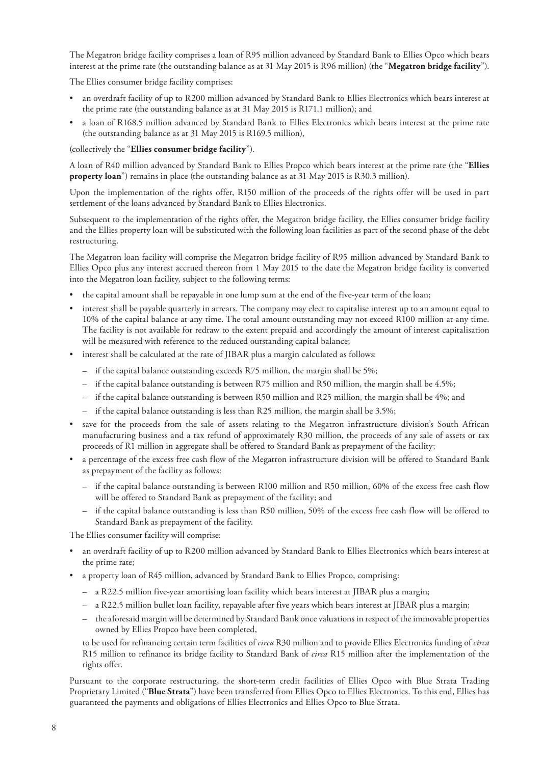The Megatron bridge facility comprises a loan of R95 million advanced by Standard Bank to Ellies Opco which bears interest at the prime rate (the outstanding balance as at 31 May 2015 is R96 million) (the "**Megatron bridge facility**").

The Ellies consumer bridge facility comprises:

- an overdraft facility of up to R200 million advanced by Standard Bank to Ellies Electronics which bears interest at the prime rate (the outstanding balance as at 31 May 2015 is R171.1 million); and
- a loan of R168.5 million advanced by Standard Bank to Ellies Electronics which bears interest at the prime rate (the outstanding balance as at 31 May 2015 is R169.5 million),

(collectively the "**Ellies consumer bridge facility**").

A loan of R40 million advanced by Standard Bank to Ellies Propco which bears interest at the prime rate (the "**Ellies property loan**") remains in place (the outstanding balance as at 31 May 2015 is R30.3 million).

Upon the implementation of the rights offer, R150 million of the proceeds of the rights offer will be used in part settlement of the loans advanced by Standard Bank to Ellies Electronics.

Subsequent to the implementation of the rights offer, the Megatron bridge facility, the Ellies consumer bridge facility and the Ellies property loan will be substituted with the following loan facilities as part of the second phase of the debt restructuring.

The Megatron loan facility will comprise the Megatron bridge facility of R95 million advanced by Standard Bank to Ellies Opco plus any interest accrued thereon from 1 May 2015 to the date the Megatron bridge facility is converted into the Megatron loan facility, subject to the following terms:

- the capital amount shall be repayable in one lump sum at the end of the five-year term of the loan;
- interest shall be payable quarterly in arrears. The company may elect to capitalise interest up to an amount equal to 10% of the capital balance at any time. The total amount outstanding may not exceed R100 million at any time. The facility is not available for redraw to the extent prepaid and accordingly the amount of interest capitalisation will be measured with reference to the reduced outstanding capital balance;
- interest shall be calculated at the rate of JIBAR plus a margin calculated as follows:
  - if the capital balance outstanding exceeds R75 million, the margin shall be 5%;
  - if the capital balance outstanding is between R75 million and R50 million, the margin shall be 4.5%;
  - if the capital balance outstanding is between R50 million and R25 million, the margin shall be 4%; and
  - if the capital balance outstanding is less than R25 million, the margin shall be 3.5%;
- save for the proceeds from the sale of assets relating to the Megatron infrastructure division's South African manufacturing business and a tax refund of approximately R30 million, the proceeds of any sale of assets or tax proceeds of R1 million in aggregate shall be offered to Standard Bank as prepayment of the facility;
- a percentage of the excess free cash flow of the Megatron infrastructure division will be offered to Standard Bank as prepayment of the facility as follows:
  - if the capital balance outstanding is between R100 million and R50 million, 60% of the excess free cash flow will be offered to Standard Bank as prepayment of the facility; and
  - if the capital balance outstanding is less than R50 million, 50% of the excess free cash flow will be offered to Standard Bank as prepayment of the facility.

The Ellies consumer facility will comprise:

- an overdraft facility of up to R200 million advanced by Standard Bank to Ellies Electronics which bears interest at the prime rate;
- a property loan of R45 million, advanced by Standard Bank to Ellies Propco, comprising:
  - a R22.5 million five-year amortising loan facility which bears interest at JIBAR plus a margin;
  - a R22.5 million bullet loan facility, repayable after five years which bears interest at JIBAR plus a margin;
  - the aforesaid margin will be determined by Standard Bank once valuations in respect of the immovable properties owned by Ellies Propco have been completed,

  to be used for refinancing certain term facilities of *circa* R30 million and to provide Ellies Electronics funding of *circa* R15 million to refinance its bridge facility to Standard Bank of *circa* R15 million after the implementation of the rights offer.

Pursuant to the corporate restructuring, the short-term credit facilities of Ellies Opco with Blue Strata Trading Proprietary Limited ("**Blue Strata**") have been transferred from Ellies Opco to Ellies Electronics. To this end, Ellies has guaranteed the payments and obligations of Ellies Electronics and Ellies Opco to Blue Strata.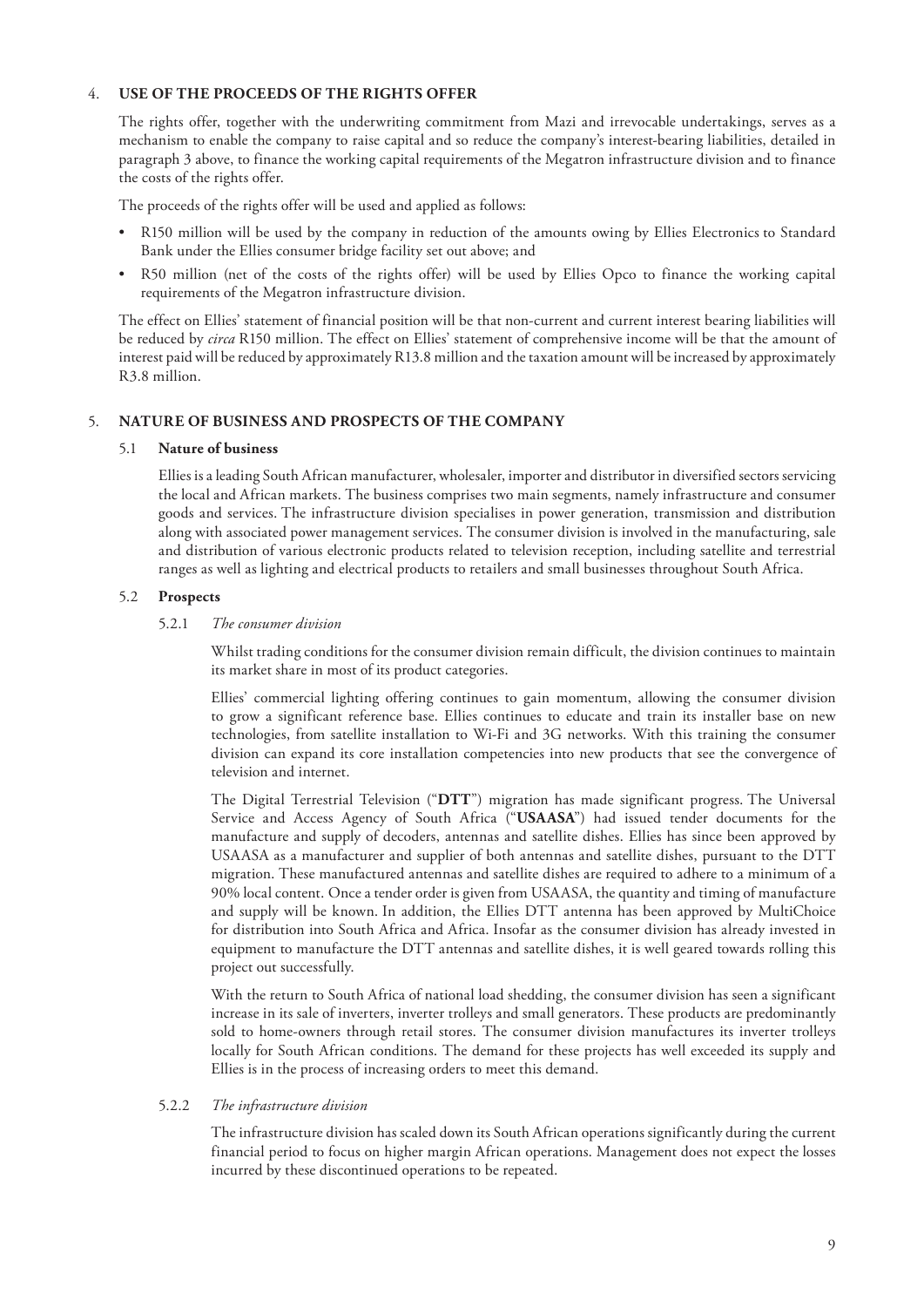## 4. USE OF THE PROCEEDS OF THE RIGHTS OFFER

The rights offer, together with the underwriting commitment from Mazi and irrevocable undertakings, serves as a mechanism to enable the company to raise capital and so reduce the company's interest-bearing liabilities, detailed in paragraph 3 above, to finance the working capital requirements of the Megatron infrastructure division and to finance the costs of the rights offer.

The proceeds of the rights offer will be used and applied as follows:

- R150 million will be used by the company in reduction of the amounts owing by Ellies Electronics to Standard Bank under the Ellies consumer bridge facility set out above; and
- R50 million (net of the costs of the rights offer) will be used by Ellies Opco to finance the working capital requirements of the Megatron infrastructure division.

The effect on Ellies' statement of financial position will be that non-current and current interest bearing liabilities will be reduced by *circa* R150 million. The effect on Ellies' statement of comprehensive income will be that the amount of interest paid will be reduced by approximately R13.8 million and the taxation amount will be increased by approximately R3.8 million.

## 5. NATURE OF BUSINESS AND PROSPECTS OF THE COMPANY

### 5.1 Nature of business

Ellies is a leading South African manufacturer, wholesaler, importer and distributor in diversified sectors servicing the local and African markets. The business comprises two main segments, namely infrastructure and consumer goods and services. The infrastructure division specialises in power generation, transmission and distribution along with associated power management services. The consumer division is involved in the manufacturing, sale and distribution of various electronic products related to television reception, including satellite and terrestrial ranges as well as lighting and electrical products to retailers and small businesses throughout South Africa.

### 5.2 Prospects

#### 5.2.1 *The consumer division*

Whilst trading conditions for the consumer division remain difficult, the division continues to maintain its market share in most of its product categories.

Ellies' commercial lighting offering continues to gain momentum, allowing the consumer division to grow a significant reference base. Ellies continues to educate and train its installer base on new technologies, from satellite installation to Wi-Fi and 3G networks. With this training the consumer division can expand its core installation competencies into new products that see the convergence of television and internet.

The Digital Terrestrial Television ("**DTT**") migration has made significant progress. The Universal Service and Access Agency of South Africa ("**USAASA**") had issued tender documents for the manufacture and supply of decoders, antennas and satellite dishes. Ellies has since been approved by USAASA as a manufacturer and supplier of both antennas and satellite dishes, pursuant to the DTT migration. These manufactured antennas and satellite dishes are required to adhere to a minimum of a 90% local content. Once a tender order is given from USAASA, the quantity and timing of manufacture and supply will be known. In addition, the Ellies DTT antenna has been approved by MultiChoice for distribution into South Africa and Africa. Insofar as the consumer division has already invested in equipment to manufacture the DTT antennas and satellite dishes, it is well geared towards rolling this project out successfully.

With the return to South Africa of national load shedding, the consumer division has seen a significant increase in its sale of inverters, inverter trolleys and small generators. These products are predominantly sold to home-owners through retail stores. The consumer division manufactures its inverter trolleys locally for South African conditions. The demand for these projects has well exceeded its supply and Ellies is in the process of increasing orders to meet this demand.

#### 5.2.2 *The infrastructure division*

The infrastructure division has scaled down its South African operations significantly during the current financial period to focus on higher margin African operations. Management does not expect the losses incurred by these discontinued operations to be repeated.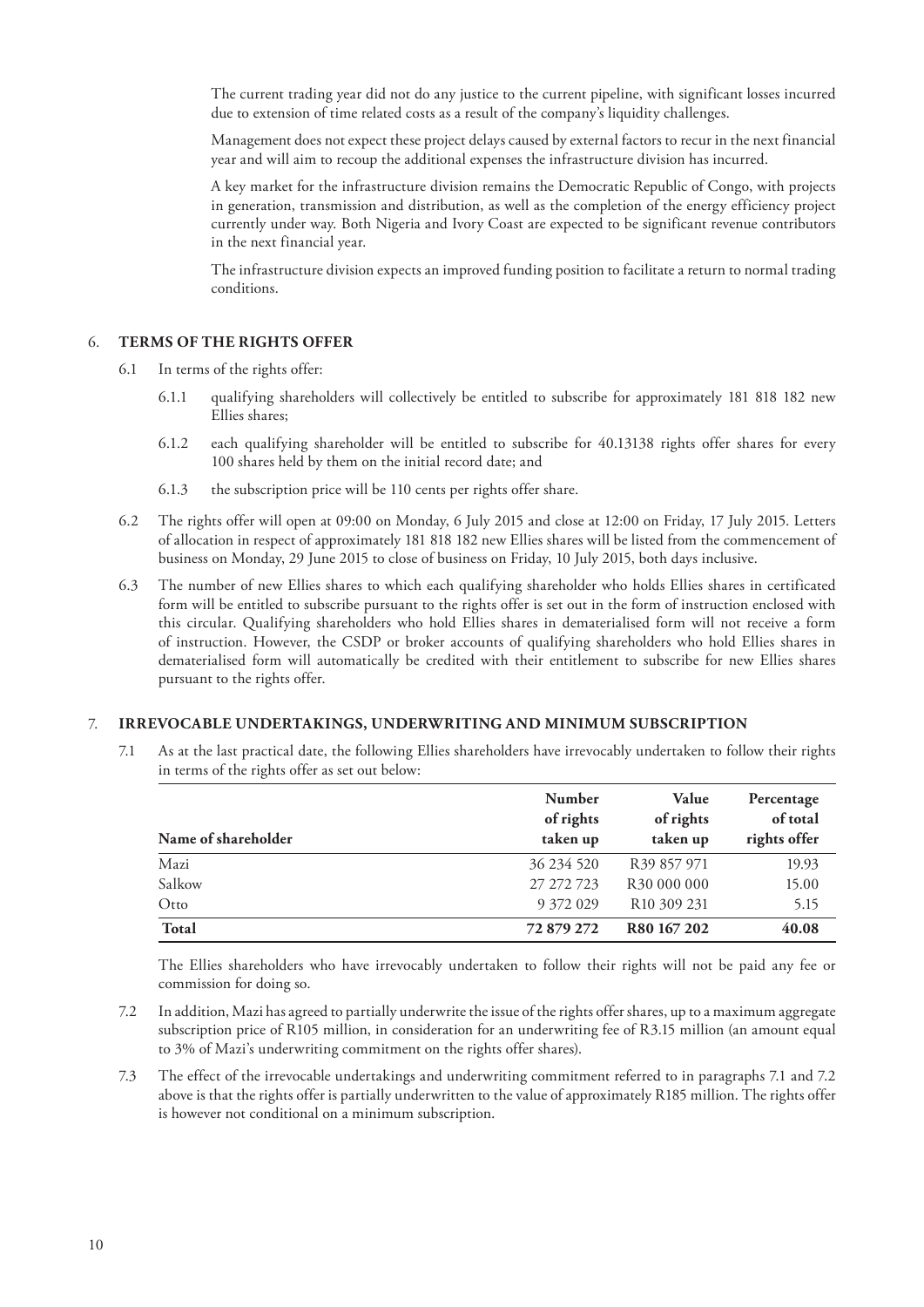The current trading year did not do any justice to the current pipeline, with significant losses incurred due to extension of time related costs as a result of the company's liquidity challenges.

Management does not expect these project delays caused by external factors to recur in the next financial year and will aim to recoup the additional expenses the infrastructure division has incurred.

A key market for the infrastructure division remains the Democratic Republic of Congo, with projects in generation, transmission and distribution, as well as the completion of the energy efficiency project currently under way. Both Nigeria and Ivory Coast are expected to be significant revenue contributors in the next financial year.

The infrastructure division expects an improved funding position to facilitate a return to normal trading conditions.

## 6. TERMS OF THE RIGHTS OFFER

6.1 In terms of the rights offer:

6.1.1 qualifying shareholders will collectively be entitled to subscribe for approximately 181 818 182 new Ellies shares;

6.1.2 each qualifying shareholder will be entitled to subscribe for 40.13138 rights offer shares for every 100 shares held by them on the initial record date; and

6.1.3 the subscription price will be 110 cents per rights offer share.

6.2 The rights offer will open at 09:00 on Monday, 6 July 2015 and close at 12:00 on Friday, 17 July 2015. Letters of allocation in respect of approximately 181 818 182 new Ellies shares will be listed from the commencement of business on Monday, 29 June 2015 to close of business on Friday, 10 July 2015, both days inclusive.

6.3 The number of new Ellies shares to which each qualifying shareholder who holds Ellies shares in certificated form will be entitled to subscribe pursuant to the rights offer is set out in the form of instruction enclosed with this circular. Qualifying shareholders who hold Ellies shares in dematerialised form will not receive a form of instruction. However, the CSDP or broker accounts of qualifying shareholders who hold Ellies shares in dematerialised form will automatically be credited with their entitlement to subscribe for new Ellies shares pursuant to the rights offer.

## 7. IRREVOCABLE UNDERTAKINGS, UNDERWRITING AND MINIMUM SUBSCRIPTION

7.1 As at the last practical date, the following Ellies shareholders have irrevocably undertaken to follow their rights in terms of the rights offer as set out below:

| Name of shareholder | Number of rights taken up | Value of rights taken up | Percentage of total rights offer |
|---|---|---|---|
| Mazi | 36 234 520 | R39 857 971 | 19.93 |
| Salkow | 27 272 723 | R30 000 000 | 15.00 |
| Otto | 9 372 029 | R10 309 231 | 5.15 |
| **Total** | **72 879 272** | **R80 167 202** | **40.08** |

The Ellies shareholders who have irrevocably undertaken to follow their rights will not be paid any fee or commission for doing so.

7.2 In addition, Mazi has agreed to partially underwrite the issue of the rights offer shares, up to a maximum aggregate subscription price of R105 million, in consideration for an underwriting fee of R3.15 million (an amount equal to 3% of Mazi's underwriting commitment on the rights offer shares).

7.3 The effect of the irrevocable undertakings and underwriting commitment referred to in paragraphs 7.1 and 7.2 above is that the rights offer is partially underwritten to the value of approximately R185 million. The rights offer is however not conditional on a minimum subscription.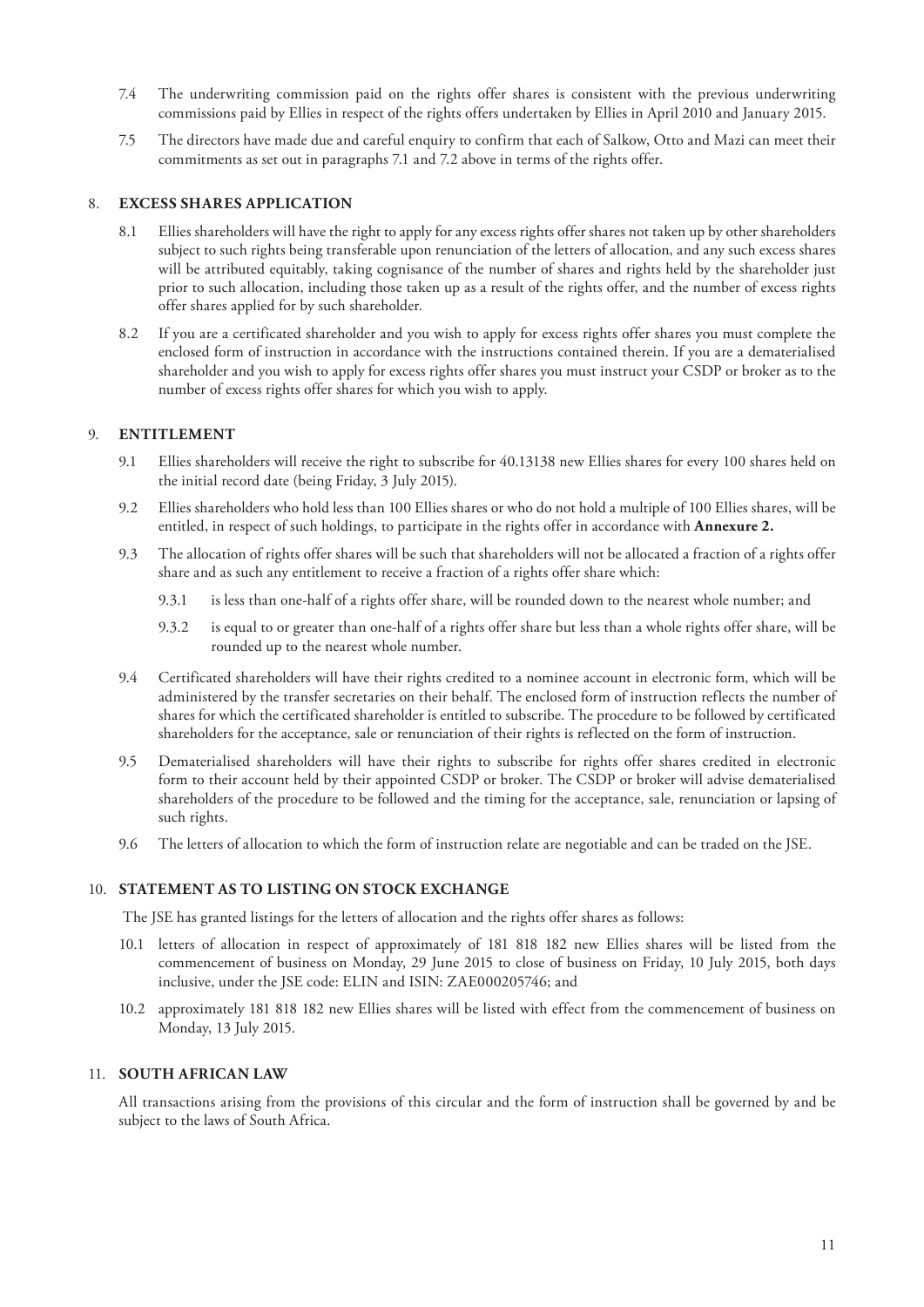7.4 The underwriting commission paid on the rights offer shares is consistent with the previous underwriting commissions paid by Ellies in respect of the rights offers undertaken by Ellies in April 2010 and January 2015.

7.5 The directors have made due and careful enquiry to confirm that each of Salkow, Otto and Mazi can meet their commitments as set out in paragraphs 7.1 and 7.2 above in terms of the rights offer.

## 8. EXCESS SHARES APPLICATION

8.1 Ellies shareholders will have the right to apply for any excess rights offer shares not taken up by other shareholders subject to such rights being transferable upon renunciation of the letters of allocation, and any such excess shares will be attributed equitably, taking cognisance of the number of shares and rights held by the shareholder just prior to such allocation, including those taken up as a result of the rights offer, and the number of excess rights offer shares applied for by such shareholder.

8.2 If you are a certificated shareholder and you wish to apply for excess rights offer shares you must complete the enclosed form of instruction in accordance with the instructions contained therein. If you are a dematerialised shareholder and you wish to apply for excess rights offer shares you must instruct your CSDP or broker as to the number of excess rights offer shares for which you wish to apply.

## 9. ENTITLEMENT

9.1 Ellies shareholders will receive the right to subscribe for 40.13138 new Ellies shares for every 100 shares held on the initial record date (being Friday, 3 July 2015).

9.2 Ellies shareholders who hold less than 100 Ellies shares or who do not hold a multiple of 100 Ellies shares, will be entitled, in respect of such holdings, to participate in the rights offer in accordance with **Annexure 2.**

9.3 The allocation of rights offer shares will be such that shareholders will not be allocated a fraction of a rights offer share and as such any entitlement to receive a fraction of a rights offer share which:

9.3.1 is less than one-half of a rights offer share, will be rounded down to the nearest whole number; and

9.3.2 is equal to or greater than one-half of a rights offer share but less than a whole rights offer share, will be rounded up to the nearest whole number.

9.4 Certificated shareholders will have their rights credited to a nominee account in electronic form, which will be administered by the transfer secretaries on their behalf. The enclosed form of instruction reflects the number of shares for which the certificated shareholder is entitled to subscribe. The procedure to be followed by certificated shareholders for the acceptance, sale or renunciation of their rights is reflected on the form of instruction.

9.5 Dematerialised shareholders will have their rights to subscribe for rights offer shares credited in electronic form to their account held by their appointed CSDP or broker. The CSDP or broker will advise dematerialised shareholders of the procedure to be followed and the timing for the acceptance, sale, renunciation or lapsing of such rights.

9.6 The letters of allocation to which the form of instruction relate are negotiable and can be traded on the JSE.

## 10. STATEMENT AS TO LISTING ON STOCK EXCHANGE

The JSE has granted listings for the letters of allocation and the rights offer shares as follows:

10.1 letters of allocation in respect of approximately of 181 818 182 new Ellies shares will be listed from the commencement of business on Monday, 29 June 2015 to close of business on Friday, 10 July 2015, both days inclusive, under the JSE code: ELIN and ISIN: ZAE000205746; and

10.2 approximately 181 818 182 new Ellies shares will be listed with effect from the commencement of business on Monday, 13 July 2015.

## 11. SOUTH AFRICAN LAW

All transactions arising from the provisions of this circular and the form of instruction shall be governed by and be subject to the laws of South Africa.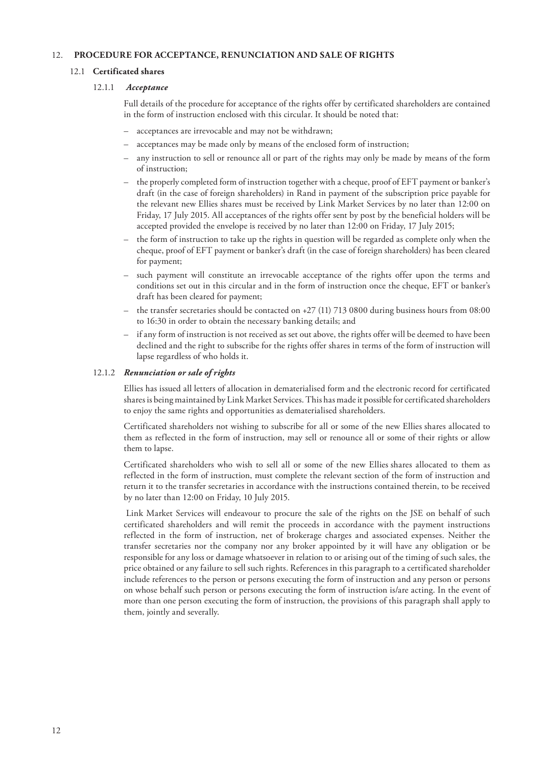## 12. PROCEDURE FOR ACCEPTANCE, RENUNCIATION AND SALE OF RIGHTS

### 12.1 Certificated shares

#### 12.1.1 *Acceptance*

Full details of the procedure for acceptance of the rights offer by certificated shareholders are contained in the form of instruction enclosed with this circular. It should be noted that:

- acceptances are irrevocable and may not be withdrawn;
- acceptances may be made only by means of the enclosed form of instruction;
- any instruction to sell or renounce all or part of the rights may only be made by means of the form of instruction;
- the properly completed form of instruction together with a cheque, proof of EFT payment or banker's draft (in the case of foreign shareholders) in Rand in payment of the subscription price payable for the relevant new Ellies shares must be received by Link Market Services by no later than 12:00 on Friday, 17 July 2015. All acceptances of the rights offer sent by post by the beneficial holders will be accepted provided the envelope is received by no later than 12:00 on Friday, 17 July 2015;
- the form of instruction to take up the rights in question will be regarded as complete only when the cheque, proof of EFT payment or banker's draft (in the case of foreign shareholders) has been cleared for payment;
- such payment will constitute an irrevocable acceptance of the rights offer upon the terms and conditions set out in this circular and in the form of instruction once the cheque, EFT or banker's draft has been cleared for payment;
- the transfer secretaries should be contacted on +27 (11) 713 0800 during business hours from 08:00 to 16:30 in order to obtain the necessary banking details; and
- if any form of instruction is not received as set out above, the rights offer will be deemed to have been declined and the right to subscribe for the rights offer shares in terms of the form of instruction will lapse regardless of who holds it.

#### 12.1.2 *Renunciation or sale of rights*

Ellies has issued all letters of allocation in dematerialised form and the electronic record for certificated shares is being maintained by Link Market Services. This has made it possible for certificated shareholders to enjoy the same rights and opportunities as dematerialised shareholders.

Certificated shareholders not wishing to subscribe for all or some of the new Ellies shares allocated to them as reflected in the form of instruction, may sell or renounce all or some of their rights or allow them to lapse.

Certificated shareholders who wish to sell all or some of the new Ellies shares allocated to them as reflected in the form of instruction, must complete the relevant section of the form of instruction and return it to the transfer secretaries in accordance with the instructions contained therein, to be received by no later than 12:00 on Friday, 10 July 2015.

Link Market Services will endeavour to procure the sale of the rights on the JSE on behalf of such certificated shareholders and will remit the proceeds in accordance with the payment instructions reflected in the form of instruction, net of brokerage charges and associated expenses. Neither the transfer secretaries nor the company nor any broker appointed by it will have any obligation or be responsible for any loss or damage whatsoever in relation to or arising out of the timing of such sales, the price obtained or any failure to sell such rights. References in this paragraph to a certificated shareholder include references to the person or persons executing the form of instruction and any person or persons on whose behalf such person or persons executing the form of instruction is/are acting. In the event of more than one person executing the form of instruction, the provisions of this paragraph shall apply to them, jointly and severally.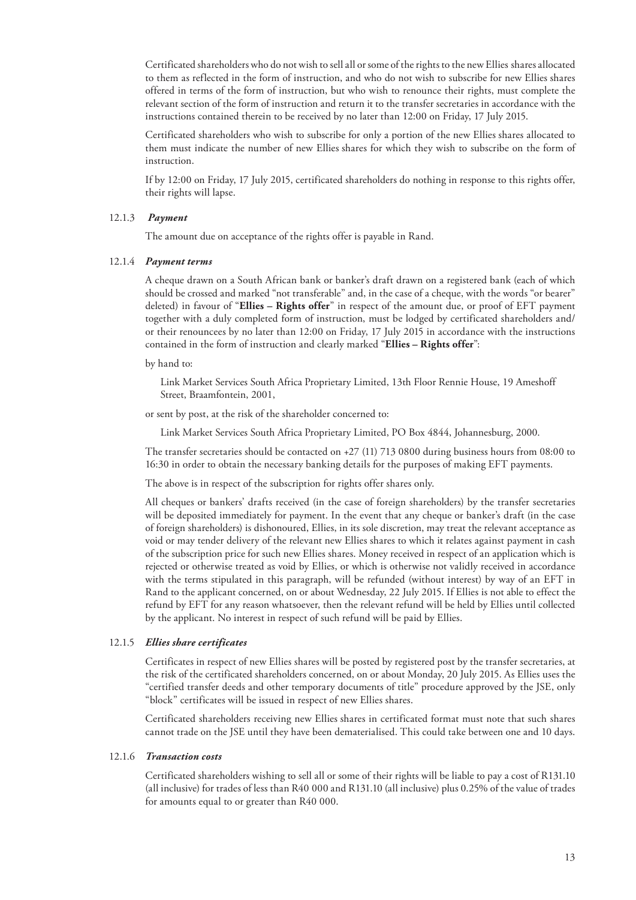Certificated shareholders who do not wish to sell all or some of the rights to the new Ellies shares allocated to them as reflected in the form of instruction, and who do not wish to subscribe for new Ellies shares offered in terms of the form of instruction, but who wish to renounce their rights, must complete the relevant section of the form of instruction and return it to the transfer secretaries in accordance with the instructions contained therein to be received by no later than 12:00 on Friday, 17 July 2015.

Certificated shareholders who wish to subscribe for only a portion of the new Ellies shares allocated to them must indicate the number of new Ellies shares for which they wish to subscribe on the form of instruction.

If by 12:00 on Friday, 17 July 2015, certificated shareholders do nothing in response to this rights offer, their rights will lapse.

12.1.3 ***Payment***

The amount due on acceptance of the rights offer is payable in Rand.

12.1.4 ***Payment terms***

A cheque drawn on a South African bank or banker's draft drawn on a registered bank (each of which should be crossed and marked "not transferable" and, in the case of a cheque, with the words "or bearer" deleted) in favour of "**Ellies – Rights offer**" in respect of the amount due, or proof of EFT payment together with a duly completed form of instruction, must be lodged by certificated shareholders and/or their renouncees by no later than 12:00 on Friday, 17 July 2015 in accordance with the instructions contained in the form of instruction and clearly marked "**Ellies – Rights offer**":

by hand to:

Link Market Services South Africa Proprietary Limited, 13th Floor Rennie House, 19 Ameshoff Street, Braamfontein, 2001,

or sent by post, at the risk of the shareholder concerned to:

Link Market Services South Africa Proprietary Limited, PO Box 4844, Johannesburg, 2000.

The transfer secretaries should be contacted on +27 (11) 713 0800 during business hours from 08:00 to 16:30 in order to obtain the necessary banking details for the purposes of making EFT payments.

The above is in respect of the subscription for rights offer shares only.

All cheques or bankers' drafts received (in the case of foreign shareholders) by the transfer secretaries will be deposited immediately for payment. In the event that any cheque or banker's draft (in the case of foreign shareholders) is dishonoured, Ellies, in its sole discretion, may treat the relevant acceptance as void or may tender delivery of the relevant new Ellies shares to which it relates against payment in cash of the subscription price for such new Ellies shares. Money received in respect of an application which is rejected or otherwise treated as void by Ellies, or which is otherwise not validly received in accordance with the terms stipulated in this paragraph, will be refunded (without interest) by way of an EFT in Rand to the applicant concerned, on or about Wednesday, 22 July 2015. If Ellies is not able to effect the refund by EFT for any reason whatsoever, then the relevant refund will be held by Ellies until collected by the applicant. No interest in respect of such refund will be paid by Ellies.

12.1.5 ***Ellies share certificates***

Certificates in respect of new Ellies shares will be posted by registered post by the transfer secretaries, at the risk of the certificated shareholders concerned, on or about Monday, 20 July 2015. As Ellies uses the "certified transfer deeds and other temporary documents of title" procedure approved by the JSE, only "block" certificates will be issued in respect of new Ellies shares.

Certificated shareholders receiving new Ellies shares in certificated format must note that such shares cannot trade on the JSE until they have been dematerialised. This could take between one and 10 days.

12.1.6 ***Transaction costs***

Certificated shareholders wishing to sell all or some of their rights will be liable to pay a cost of R131.10 (all inclusive) for trades of less than R40 000 and R131.10 (all inclusive) plus 0.25% of the value of trades for amounts equal to or greater than R40 000.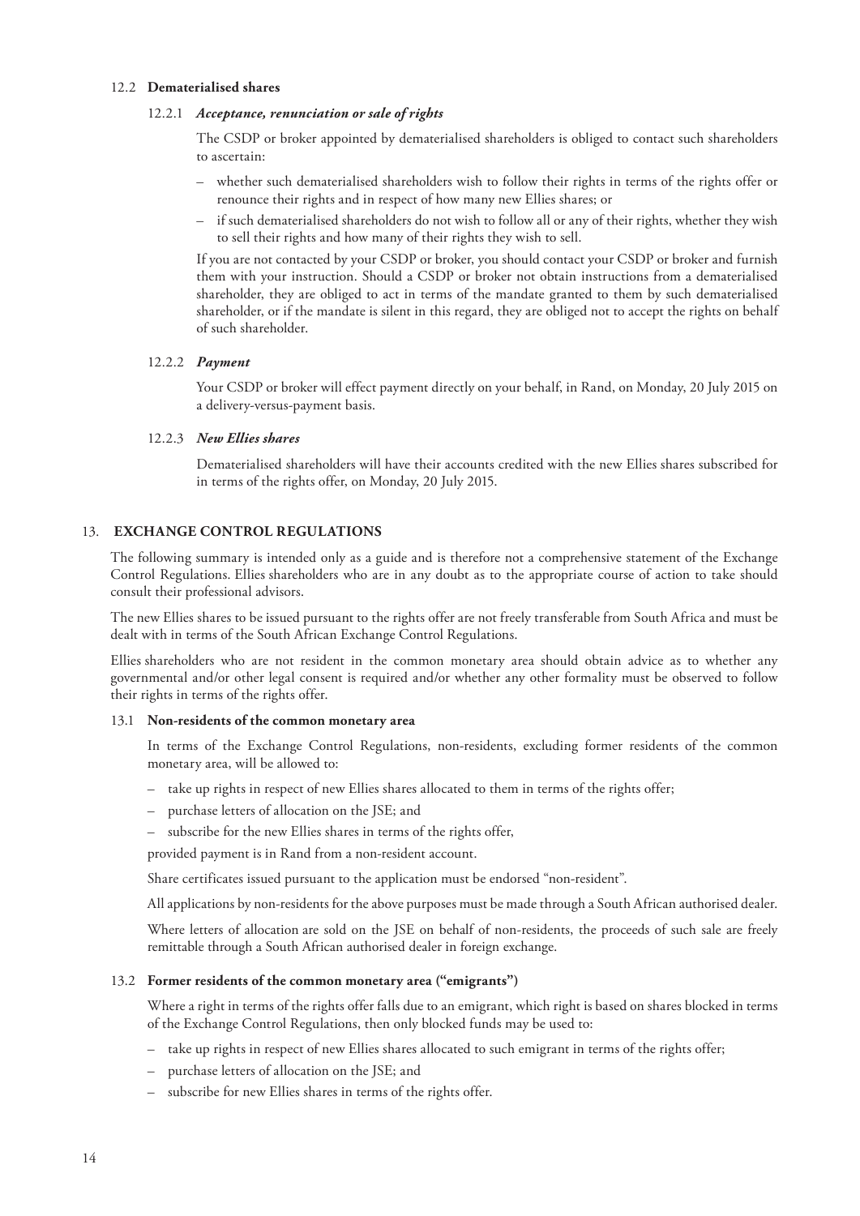### 12.2 Dematerialised shares

#### 12.2.1 *Acceptance, renunciation or sale of rights*

The CSDP or broker appointed by dematerialised shareholders is obliged to contact such shareholders to ascertain:

- whether such dematerialised shareholders wish to follow their rights in terms of the rights offer or renounce their rights and in respect of how many new Ellies shares; or
- if such dematerialised shareholders do not wish to follow all or any of their rights, whether they wish to sell their rights and how many of their rights they wish to sell.

If you are not contacted by your CSDP or broker, you should contact your CSDP or broker and furnish them with your instruction. Should a CSDP or broker not obtain instructions from a dematerialised shareholder, they are obliged to act in terms of the mandate granted to them by such dematerialised shareholder, or if the mandate is silent in this regard, they are obliged not to accept the rights on behalf of such shareholder.

#### 12.2.2 *Payment*

Your CSDP or broker will effect payment directly on your behalf, in Rand, on Monday, 20 July 2015 on a delivery-versus-payment basis.

#### 12.2.3 *New Ellies shares*

Dematerialised shareholders will have their accounts credited with the new Ellies shares subscribed for in terms of the rights offer, on Monday, 20 July 2015.

## 13. EXCHANGE CONTROL REGULATIONS

The following summary is intended only as a guide and is therefore not a comprehensive statement of the Exchange Control Regulations. Ellies shareholders who are in any doubt as to the appropriate course of action to take should consult their professional advisors.

The new Ellies shares to be issued pursuant to the rights offer are not freely transferable from South Africa and must be dealt with in terms of the South African Exchange Control Regulations.

Ellies shareholders who are not resident in the common monetary area should obtain advice as to whether any governmental and/or other legal consent is required and/or whether any other formality must be observed to follow their rights in terms of the rights offer.

### 13.1 Non-residents of the common monetary area

In terms of the Exchange Control Regulations, non-residents, excluding former residents of the common monetary area, will be allowed to:

- take up rights in respect of new Ellies shares allocated to them in terms of the rights offer;
- purchase letters of allocation on the JSE; and
- subscribe for the new Ellies shares in terms of the rights offer,

provided payment is in Rand from a non-resident account.

Share certificates issued pursuant to the application must be endorsed "non-resident".

All applications by non-residents for the above purposes must be made through a South African authorised dealer.

Where letters of allocation are sold on the JSE on behalf of non-residents, the proceeds of such sale are freely remittable through a South African authorised dealer in foreign exchange.

### 13.2 Former residents of the common monetary area ("emigrants")

Where a right in terms of the rights offer falls due to an emigrant, which right is based on shares blocked in terms of the Exchange Control Regulations, then only blocked funds may be used to:

- take up rights in respect of new Ellies shares allocated to such emigrant in terms of the rights offer;
- purchase letters of allocation on the JSE; and
- subscribe for new Ellies shares in terms of the rights offer.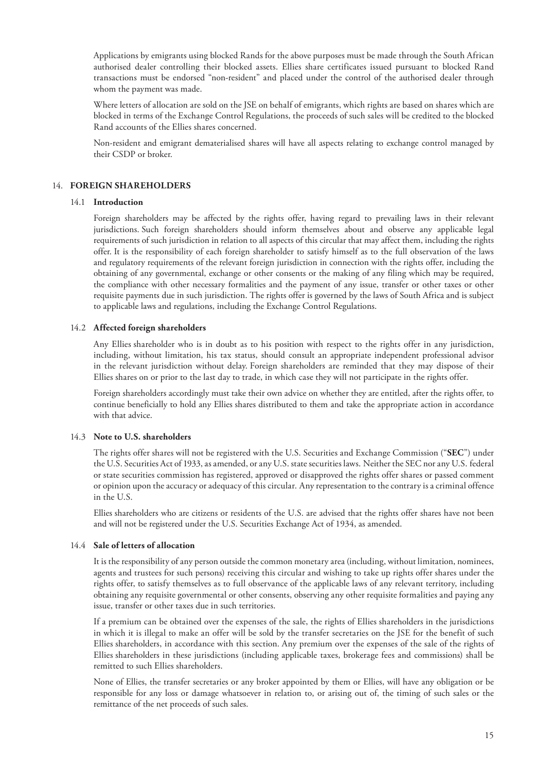Applications by emigrants using blocked Rands for the above purposes must be made through the South African authorised dealer controlling their blocked assets. Ellies share certificates issued pursuant to blocked Rand transactions must be endorsed "non-resident" and placed under the control of the authorised dealer through whom the payment was made.

Where letters of allocation are sold on the JSE on behalf of emigrants, which rights are based on shares which are blocked in terms of the Exchange Control Regulations, the proceeds of such sales will be credited to the blocked Rand accounts of the Ellies shares concerned.

Non-resident and emigrant dematerialised shares will have all aspects relating to exchange control managed by their CSDP or broker.

## 14. FOREIGN SHAREHOLDERS

### 14.1 Introduction

Foreign shareholders may be affected by the rights offer, having regard to prevailing laws in their relevant jurisdictions. Such foreign shareholders should inform themselves about and observe any applicable legal requirements of such jurisdiction in relation to all aspects of this circular that may affect them, including the rights offer. It is the responsibility of each foreign shareholder to satisfy himself as to the full observation of the laws and regulatory requirements of the relevant foreign jurisdiction in connection with the rights offer, including the obtaining of any governmental, exchange or other consents or the making of any filing which may be required, the compliance with other necessary formalities and the payment of any issue, transfer or other taxes or other requisite payments due in such jurisdiction. The rights offer is governed by the laws of South Africa and is subject to applicable laws and regulations, including the Exchange Control Regulations.

### 14.2 Affected foreign shareholders

Any Ellies shareholder who is in doubt as to his position with respect to the rights offer in any jurisdiction, including, without limitation, his tax status, should consult an appropriate independent professional advisor in the relevant jurisdiction without delay. Foreign shareholders are reminded that they may dispose of their Ellies shares on or prior to the last day to trade, in which case they will not participate in the rights offer.

Foreign shareholders accordingly must take their own advice on whether they are entitled, after the rights offer, to continue beneficially to hold any Ellies shares distributed to them and take the appropriate action in accordance with that advice.

### 14.3 Note to U.S. shareholders

The rights offer shares will not be registered with the U.S. Securities and Exchange Commission ("**SEC**") under the U.S. Securities Act of 1933, as amended, or any U.S. state securities laws. Neither the SEC nor any U.S. federal or state securities commission has registered, approved or disapproved the rights offer shares or passed comment or opinion upon the accuracy or adequacy of this circular. Any representation to the contrary is a criminal offence in the U.S.

Ellies shareholders who are citizens or residents of the U.S. are advised that the rights offer shares have not been and will not be registered under the U.S. Securities Exchange Act of 1934, as amended.

### 14.4 Sale of letters of allocation

It is the responsibility of any person outside the common monetary area (including, without limitation, nominees, agents and trustees for such persons) receiving this circular and wishing to take up rights offer shares under the rights offer, to satisfy themselves as to full observance of the applicable laws of any relevant territory, including obtaining any requisite governmental or other consents, observing any other requisite formalities and paying any issue, transfer or other taxes due in such territories.

If a premium can be obtained over the expenses of the sale, the rights of Ellies shareholders in the jurisdictions in which it is illegal to make an offer will be sold by the transfer secretaries on the JSE for the benefit of such Ellies shareholders, in accordance with this section. Any premium over the expenses of the sale of the rights of Ellies shareholders in these jurisdictions (including applicable taxes, brokerage fees and commissions) shall be remitted to such Ellies shareholders.

None of Ellies, the transfer secretaries or any broker appointed by them or Ellies, will have any obligation or be responsible for any loss or damage whatsoever in relation to, or arising out of, the timing of such sales or the remittance of the net proceeds of such sales.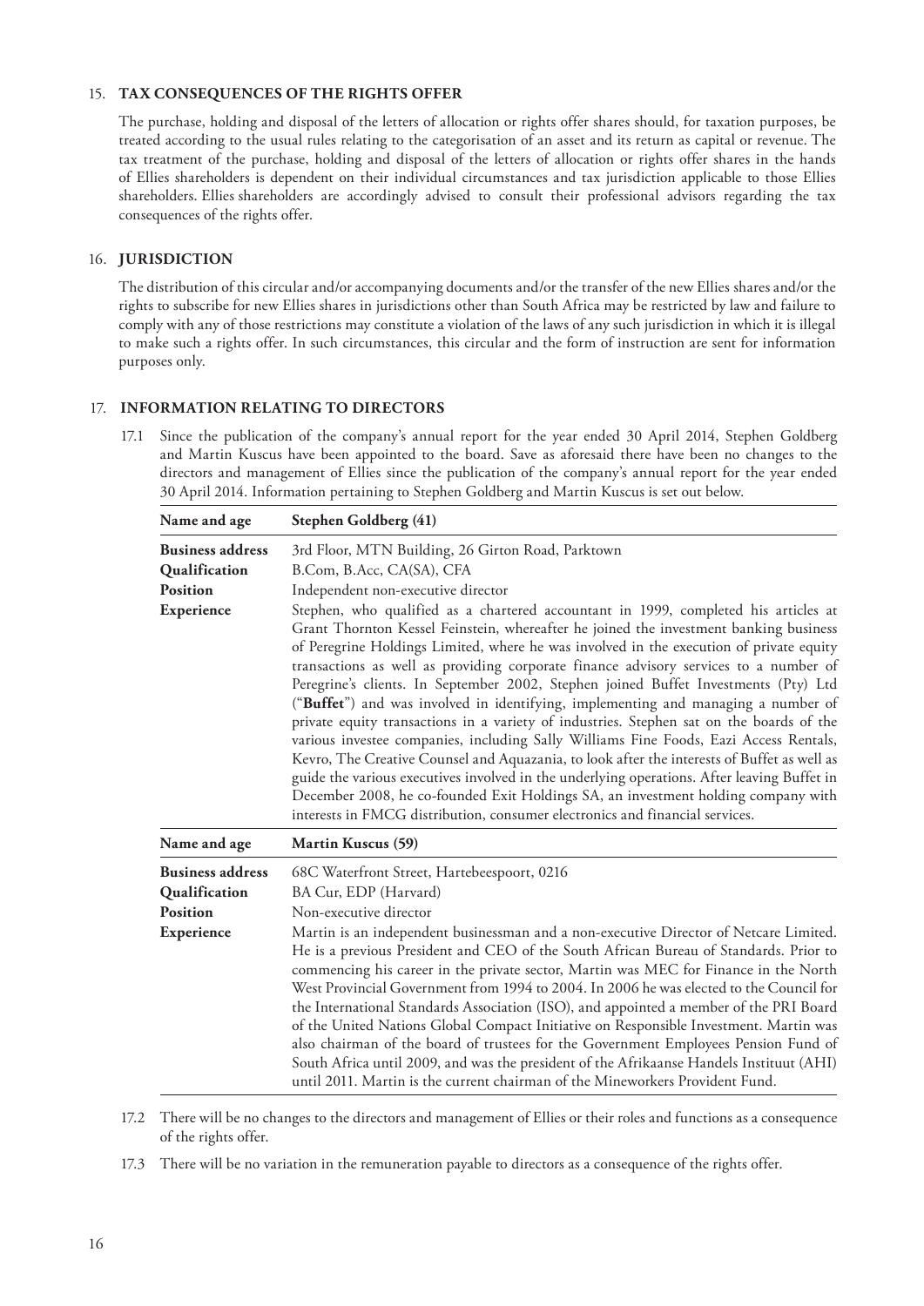## 15. TAX CONSEQUENCES OF THE RIGHTS OFFER

The purchase, holding and disposal of the letters of allocation or rights offer shares should, for taxation purposes, be treated according to the usual rules relating to the categorisation of an asset and its return as capital or revenue. The tax treatment of the purchase, holding and disposal of the letters of allocation or rights offer shares in the hands of Ellies shareholders is dependent on their individual circumstances and tax jurisdiction applicable to those Ellies shareholders. Ellies shareholders are accordingly advised to consult their professional advisors regarding the tax consequences of the rights offer.

## 16. JURISDICTION

The distribution of this circular and/or accompanying documents and/or the transfer of the new Ellies shares and/or the rights to subscribe for new Ellies shares in jurisdictions other than South Africa may be restricted by law and failure to comply with any of those restrictions may constitute a violation of the laws of any such jurisdiction in which it is illegal to make such a rights offer. In such circumstances, this circular and the form of instruction are sent for information purposes only.

## 17. INFORMATION RELATING TO DIRECTORS

17.1 Since the publication of the company's annual report for the year ended 30 April 2014, Stephen Goldberg and Martin Kuscus have been appointed to the board. Save as aforesaid there have been no changes to the directors and management of Ellies since the publication of the company's annual report for the year ended 30 April 2014. Information pertaining to Stephen Goldberg and Martin Kuscus is set out below.

| Name and age | Stephen Goldberg (41) |
|---|---|
| **Business address** | 3rd Floor, MTN Building, 26 Girton Road, Parktown |
| **Qualification** | B.Com, B.Acc, CA(SA), CFA |
| **Position** | Independent non-executive director |
| **Experience** | Stephen, who qualified as a chartered accountant in 1999, completed his articles at Grant Thornton Kessel Feinstein, whereafter he joined the investment banking business of Peregrine Holdings Limited, where he was involved in the execution of private equity transactions as well as providing corporate finance advisory services to a number of Peregrine's clients. In September 2002, Stephen joined Buffet Investments (Pty) Ltd ("**Buffet**") and was involved in identifying, implementing and managing a number of private equity transactions in a variety of industries. Stephen sat on the boards of the various investee companies, including Sally Williams Fine Foods, Eazi Access Rentals, Kevro, The Creative Counsel and Aquazania, to look after the interests of Buffet as well as guide the various executives involved in the underlying operations. After leaving Buffet in December 2008, he co-founded Exit Holdings SA, an investment holding company with interests in FMCG distribution, consumer electronics and financial services. |

| Name and age | Martin Kuscus (59) |
|---|---|
| **Business address** | 68C Waterfront Street, Hartebeespoort, 0216 |
| **Qualification** | BA Cur, EDP (Harvard) |
| **Position** | Non-executive director |
| **Experience** | Martin is an independent businessman and a non-executive Director of Netcare Limited. He is a previous President and CEO of the South African Bureau of Standards. Prior to commencing his career in the private sector, Martin was MEC for Finance in the North West Provincial Government from 1994 to 2004. In 2006 he was elected to the Council for the International Standards Association (ISO), and appointed a member of the PRI Board of the United Nations Global Compact Initiative on Responsible Investment. Martin was also chairman of the board of trustees for the Government Employees Pension Fund of South Africa until 2009, and was the president of the Afrikaanse Handels Instituut (AHI) until 2011. Martin is the current chairman of the Mineworkers Provident Fund. |

17.2 There will be no changes to the directors and management of Ellies or their roles and functions as a consequence of the rights offer.

17.3 There will be no variation in the remuneration payable to directors as a consequence of the rights offer.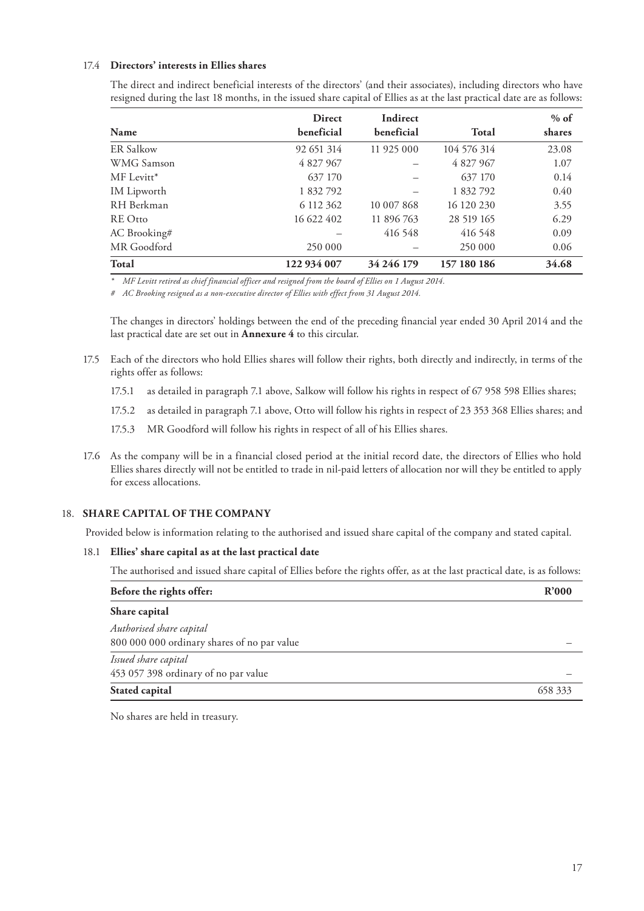17.4 **Directors' interests in Ellies shares**

The direct and indirect beneficial interests of the directors' (and their associates), including directors who have resigned during the last 18 months, in the issued share capital of Ellies as at the last practical date are as follows:

| Name | Direct beneficial | Indirect beneficial | Total | % of shares |
|---|---|---|---|---|
| ER Salkow | 92 651 314 | 11 925 000 | 104 576 314 | 23.08 |
| WMG Samson | 4 827 967 | – | 4 827 967 | 1.07 |
| MF Levitt* | 637 170 | – | 637 170 | 0.14 |
| IM Lipworth | 1 832 792 | – | 1 832 792 | 0.40 |
| RH Berkman | 6 112 362 | 10 007 868 | 16 120 230 | 3.55 |
| RE Otto | 16 622 402 | 11 896 763 | 28 519 165 | 6.29 |
| AC Brooking# | – | 416 548 | 416 548 | 0.09 |
| MR Goodford | 250 000 | – | 250 000 | 0.06 |
| **Total** | **122 934 007** | **34 246 179** | **157 180 186** | **34.68** |

*\* MF Levitt retired as chief financial officer and resigned from the board of Ellies on 1 August 2014.*

*# AC Brooking resigned as a non-executive director of Ellies with effect from 31 August 2014.*

The changes in directors' holdings between the end of the preceding financial year ended 30 April 2014 and the last practical date are set out in **Annexure 4** to this circular.

17.5 Each of the directors who hold Ellies shares will follow their rights, both directly and indirectly, in terms of the rights offer as follows:

17.5.1 as detailed in paragraph 7.1 above, Salkow will follow his rights in respect of 67 958 598 Ellies shares;

17.5.2 as detailed in paragraph 7.1 above, Otto will follow his rights in respect of 23 353 368 Ellies shares; and

17.5.3 MR Goodford will follow his rights in respect of all of his Ellies shares.

17.6 As the company will be in a financial closed period at the initial record date, the directors of Ellies who hold Ellies shares directly will not be entitled to trade in nil-paid letters of allocation nor will they be entitled to apply for excess allocations.

## 18. SHARE CAPITAL OF THE COMPANY

Provided below is information relating to the authorised and issued share capital of the company and stated capital.

18.1 **Ellies' share capital as at the last practical date**

The authorised and issued share capital of Ellies before the rights offer, as at the last practical date, is as follows:

| Before the rights offer: | R'000 |
|---|---|
| **Share capital** | |
| *Authorised share capital* | |
| 800 000 000 ordinary shares of no par value | – |
| *Issued share capital* | |
| 453 057 398 ordinary of no par value | – |
| **Stated capital** | 658 333 |

No shares are held in treasury.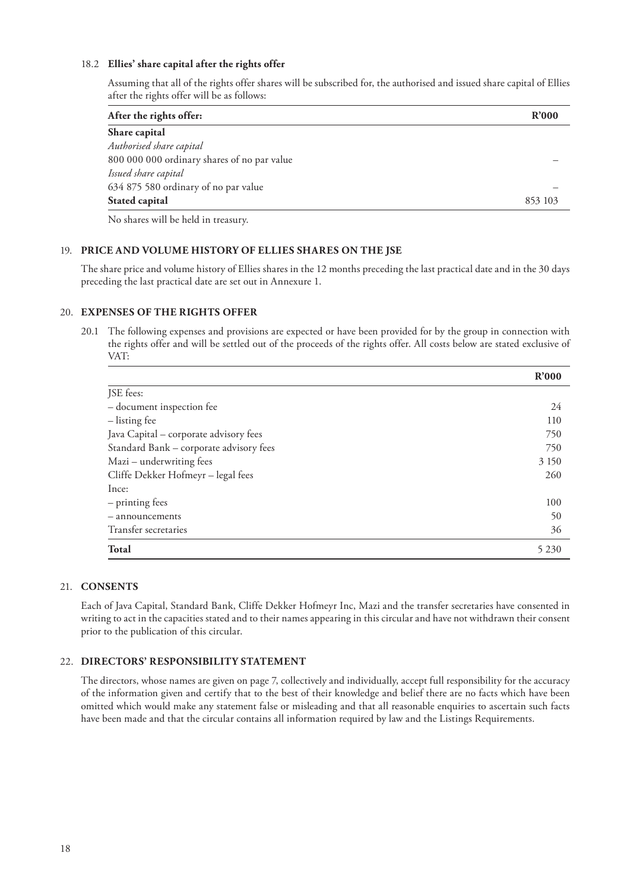### 18.2 Ellies' share capital after the rights offer

Assuming that all of the rights offer shares will be subscribed for, the authorised and issued share capital of Ellies after the rights offer will be as follows:

| After the rights offer: | R'000 |
|---|---|
| **Share capital** | |
| *Authorised share capital* | |
| 800 000 000 ordinary shares of no par value | – |
| *Issued share capital* | |
| 634 875 580 ordinary of no par value | – |
| **Stated capital** | 853 103 |

No shares will be held in treasury.

## 19. PRICE AND VOLUME HISTORY OF ELLIES SHARES ON THE JSE

The share price and volume history of Ellies shares in the 12 months preceding the last practical date and in the 30 days preceding the last practical date are set out in Annexure 1.

## 20. EXPENSES OF THE RIGHTS OFFER

20.1 The following expenses and provisions are expected or have been provided for by the group in connection with the rights offer and will be settled out of the proceeds of the rights offer. All costs below are stated exclusive of VAT:

| | R'000 |
|---|---|
| JSE fees: | |
| – document inspection fee | 24 |
| – listing fee | 110 |
| Java Capital – corporate advisory fees | 750 |
| Standard Bank – corporate advisory fees | 750 |
| Mazi – underwriting fees | 3 150 |
| Cliffe Dekker Hofmeyr – legal fees | 260 |
| Ince: | |
| – printing fees | 100 |
| – announcements | 50 |
| Transfer secretaries | 36 |
| **Total** | 5 230 |

## 21. CONSENTS

Each of Java Capital, Standard Bank, Cliffe Dekker Hofmeyr Inc, Mazi and the transfer secretaries have consented in writing to act in the capacities stated and to their names appearing in this circular and have not withdrawn their consent prior to the publication of this circular.

## 22. DIRECTORS' RESPONSIBILITY STATEMENT

The directors, whose names are given on page 7, collectively and individually, accept full responsibility for the accuracy of the information given and certify that to the best of their knowledge and belief there are no facts which have been omitted which would make any statement false or misleading and that all reasonable enquiries to ascertain such facts have been made and that the circular contains all information required by law and the Listings Requirements.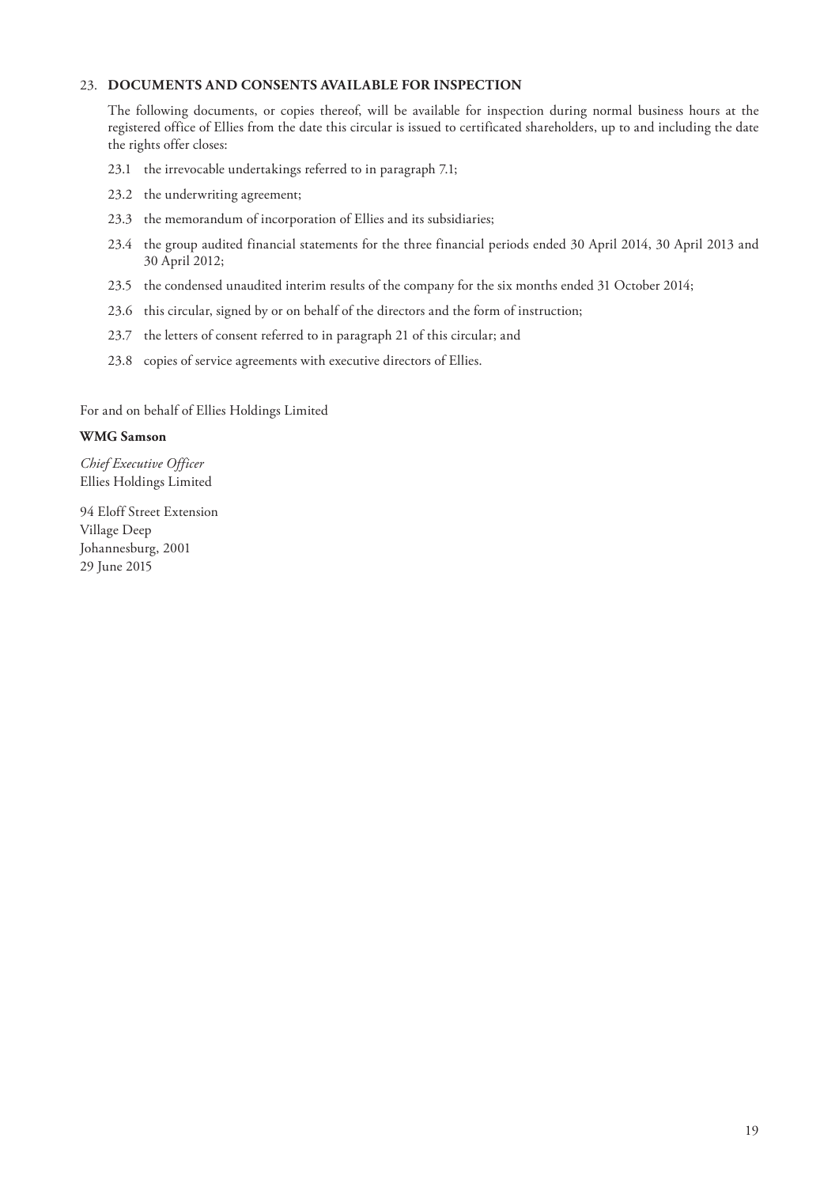## 23. DOCUMENTS AND CONSENTS AVAILABLE FOR INSPECTION

The following documents, or copies thereof, will be available for inspection during normal business hours at the registered office of Ellies from the date this circular is issued to certificated shareholders, up to and including the date the rights offer closes:

23.1 the irrevocable undertakings referred to in paragraph 7.1;

23.2 the underwriting agreement;

23.3 the memorandum of incorporation of Ellies and its subsidiaries;

23.4 the group audited financial statements for the three financial periods ended 30 April 2014, 30 April 2013 and 30 April 2012;

23.5 the condensed unaudited interim results of the company for the six months ended 31 October 2014;

23.6 this circular, signed by or on behalf of the directors and the form of instruction;

23.7 the letters of consent referred to in paragraph 21 of this circular; and

23.8 copies of service agreements with executive directors of Ellies.

For and on behalf of Ellies Holdings Limited

**WMG Samson**

*Chief Executive Officer*
Ellies Holdings Limited

94 Eloff Street Extension
Village Deep
Johannesburg, 2001
29 June 2015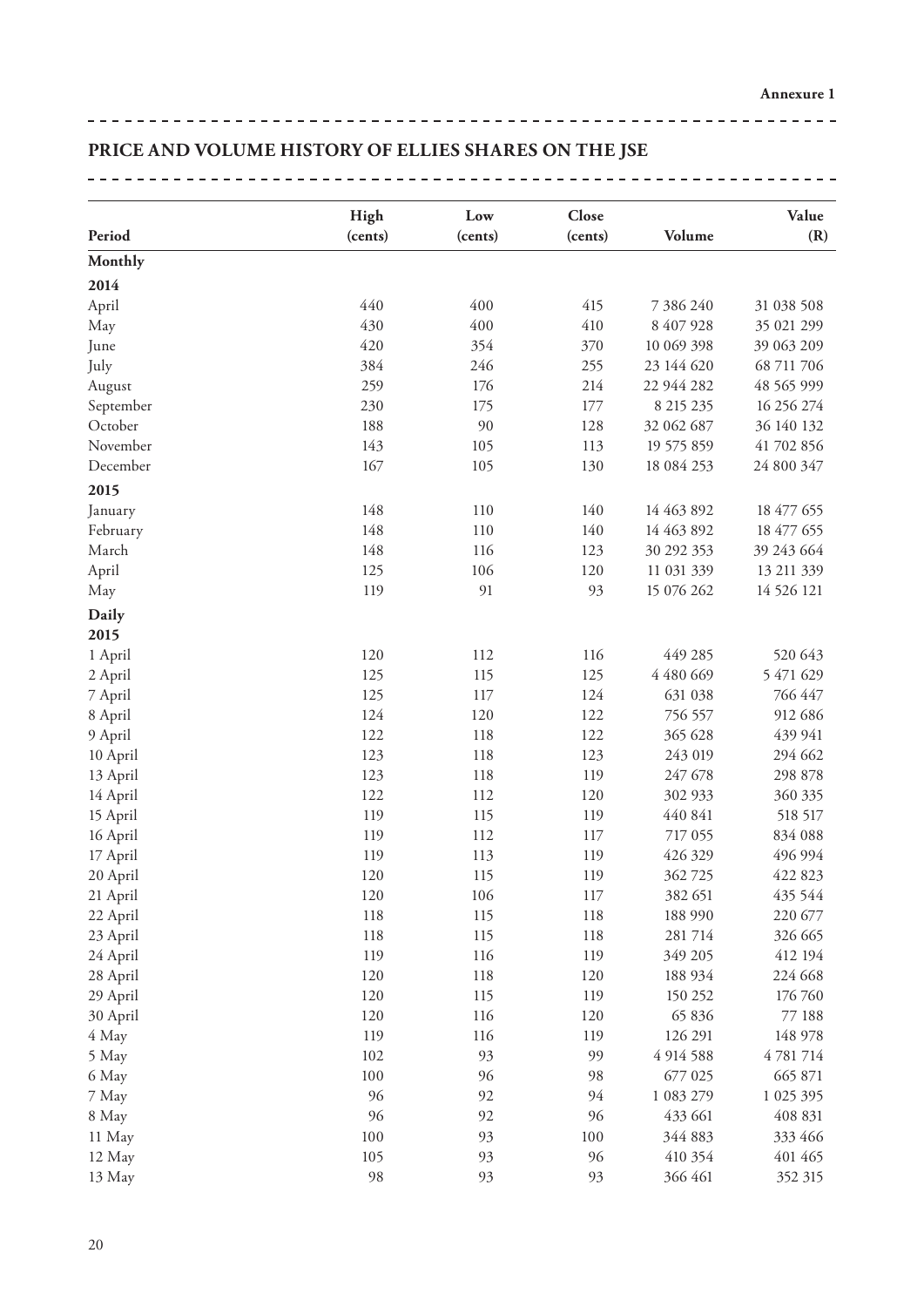**Annexure 1**

## PRICE AND VOLUME HISTORY OF ELLIES SHARES ON THE JSE

| Period | High (cents) | Low (cents) | Close (cents) | Volume | Value (R) |
|---|---|---|---|---|---|
| **Monthly** | | | | | |
| **2014** | | | | | |
| April | 440 | 400 | 415 | 7 386 240 | 31 038 508 |
| May | 430 | 400 | 410 | 8 407 928 | 35 021 299 |
| June | 420 | 354 | 370 | 10 069 398 | 39 063 209 |
| July | 384 | 246 | 255 | 23 144 620 | 68 711 706 |
| August | 259 | 176 | 214 | 22 944 282 | 48 565 999 |
| September | 230 | 175 | 177 | 8 215 235 | 16 256 274 |
| October | 188 | 90 | 128 | 32 062 687 | 36 140 132 |
| November | 143 | 105 | 113 | 19 575 859 | 41 702 856 |
| December | 167 | 105 | 130 | 18 084 253 | 24 800 347 |
| **2015** | | | | | |
| January | 148 | 110 | 140 | 14 463 892 | 18 477 655 |
| February | 148 | 110 | 140 | 14 463 892 | 18 477 655 |
| March | 148 | 116 | 123 | 30 292 353 | 39 243 664 |
| April | 125 | 106 | 120 | 11 031 339 | 13 211 339 |
| May | 119 | 91 | 93 | 15 076 262 | 14 526 121 |
| **Daily** | | | | | |
| **2015** | | | | | |
| 1 April | 120 | 112 | 116 | 449 285 | 520 643 |
| 2 April | 125 | 115 | 125 | 4 480 669 | 5 471 629 |
| 7 April | 125 | 117 | 124 | 631 038 | 766 447 |
| 8 April | 124 | 120 | 122 | 756 557 | 912 686 |
| 9 April | 122 | 118 | 122 | 365 628 | 439 941 |
| 10 April | 123 | 118 | 123 | 243 019 | 294 662 |
| 13 April | 123 | 118 | 119 | 247 678 | 298 878 |
| 14 April | 122 | 112 | 120 | 302 933 | 360 335 |
| 15 April | 119 | 115 | 119 | 440 841 | 518 517 |
| 16 April | 119 | 112 | 117 | 717 055 | 834 088 |
| 17 April | 119 | 113 | 119 | 426 329 | 496 994 |
| 20 April | 120 | 115 | 119 | 362 725 | 422 823 |
| 21 April | 120 | 106 | 117 | 382 651 | 435 544 |
| 22 April | 118 | 115 | 118 | 188 990 | 220 677 |
| 23 April | 118 | 115 | 118 | 281 714 | 326 665 |
| 24 April | 119 | 116 | 119 | 349 205 | 412 194 |
| 28 April | 120 | 118 | 120 | 188 934 | 224 668 |
| 29 April | 120 | 115 | 119 | 150 252 | 176 760 |
| 30 April | 120 | 116 | 120 | 65 836 | 77 188 |
| 4 May | 119 | 116 | 119 | 126 291 | 148 978 |
| 5 May | 102 | 93 | 99 | 4 914 588 | 4 781 714 |
| 6 May | 100 | 96 | 98 | 677 025 | 665 871 |
| 7 May | 96 | 92 | 94 | 1 083 279 | 1 025 395 |
| 8 May | 96 | 92 | 96 | 433 661 | 408 831 |
| 11 May | 100 | 93 | 100 | 344 883 | 333 466 |
| 12 May | 105 | 93 | 96 | 410 354 | 401 465 |
| 13 May | 98 | 93 | 93 | 366 461 | 352 315 |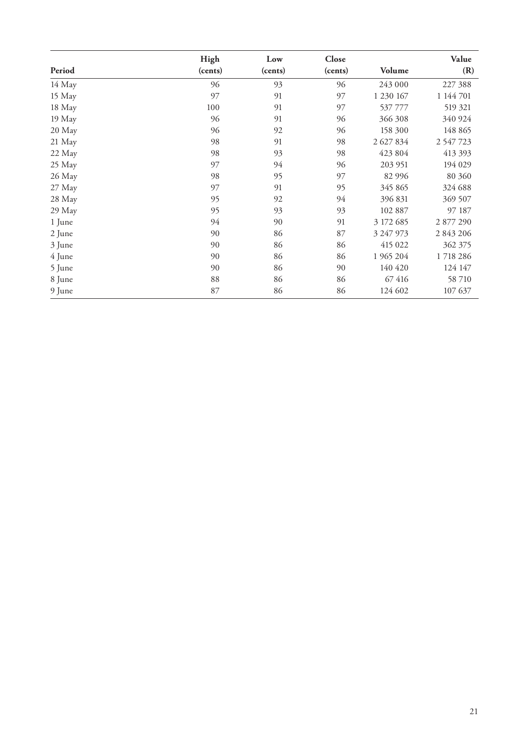| Period | High (cents) | Low (cents) | Close (cents) | Volume | Value (R) |
|---|---|---|---|---|---|
| 14 May | 96 | 93 | 96 | 243 000 | 227 388 |
| 15 May | 97 | 91 | 97 | 1 230 167 | 1 144 701 |
| 18 May | 100 | 91 | 97 | 537 777 | 519 321 |
| 19 May | 96 | 91 | 96 | 366 308 | 340 924 |
| 20 May | 96 | 92 | 96 | 158 300 | 148 865 |
| 21 May | 98 | 91 | 98 | 2 627 834 | 2 547 723 |
| 22 May | 98 | 93 | 98 | 423 804 | 413 393 |
| 25 May | 97 | 94 | 96 | 203 951 | 194 029 |
| 26 May | 98 | 95 | 97 | 82 996 | 80 360 |
| 27 May | 97 | 91 | 95 | 345 865 | 324 688 |
| 28 May | 95 | 92 | 94 | 396 831 | 369 507 |
| 29 May | 95 | 93 | 93 | 102 887 | 97 187 |
| 1 June | 94 | 90 | 91 | 3 172 685 | 2 877 290 |
| 2 June | 90 | 86 | 87 | 3 247 973 | 2 843 206 |
| 3 June | 90 | 86 | 86 | 415 022 | 362 375 |
| 4 June | 90 | 86 | 86 | 1 965 204 | 1 718 286 |
| 5 June | 90 | 86 | 90 | 140 420 | 124 147 |
| 8 June | 88 | 86 | 86 | 67 416 | 58 710 |
| 9 June | 87 | 86 | 86 | 124 602 | 107 637 |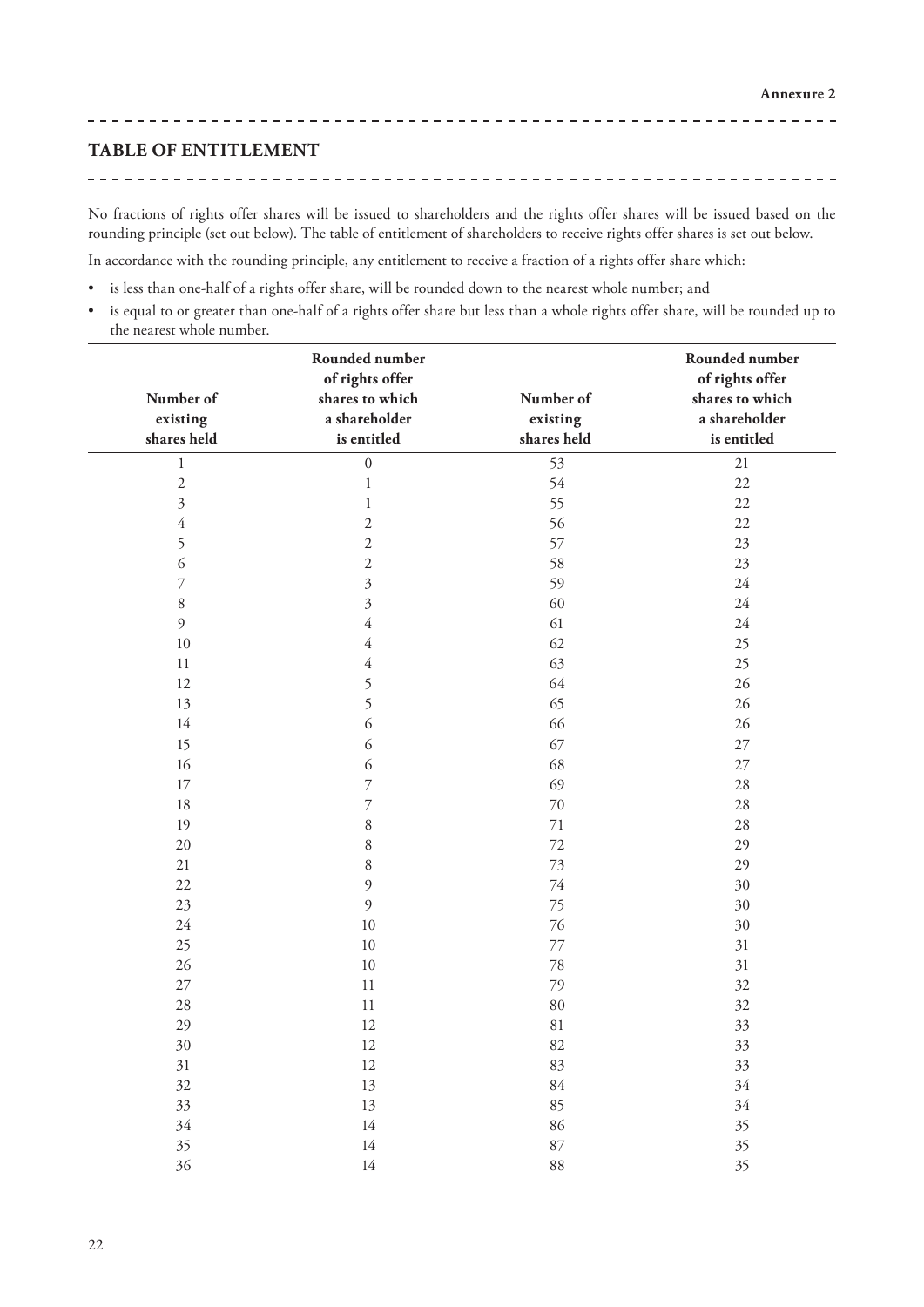**Annexure 2**

## TABLE OF ENTITLEMENT

No fractions of rights offer shares will be issued to shareholders and the rights offer shares will be issued based on the rounding principle (set out below). The table of entitlement of shareholders to receive rights offer shares is set out below.

In accordance with the rounding principle, any entitlement to receive a fraction of a rights offer share which:

- is less than one-half of a rights offer share, will be rounded down to the nearest whole number; and
- is equal to or greater than one-half of a rights offer share but less than a whole rights offer share, will be rounded up to the nearest whole number.

| Number of existing shares held | Rounded number of rights offer shares to which a shareholder is entitled | Number of existing shares held | Rounded number of rights offer shares to which a shareholder is entitled |
|---|---|---|---|
| 1 | 0 | 53 | 21 |
| 2 | 1 | 54 | 22 |
| 3 | 1 | 55 | 22 |
| 4 | 2 | 56 | 22 |
| 5 | 2 | 57 | 23 |
| 6 | 2 | 58 | 23 |
| 7 | 3 | 59 | 24 |
| 8 | 3 | 60 | 24 |
| 9 | 4 | 61 | 24 |
| 10 | 4 | 62 | 25 |
| 11 | 4 | 63 | 25 |
| 12 | 5 | 64 | 26 |
| 13 | 5 | 65 | 26 |
| 14 | 6 | 66 | 26 |
| 15 | 6 | 67 | 27 |
| 16 | 6 | 68 | 27 |
| 17 | 7 | 69 | 28 |
| 18 | 7 | 70 | 28 |
| 19 | 8 | 71 | 28 |
| 20 | 8 | 72 | 29 |
| 21 | 8 | 73 | 29 |
| 22 | 9 | 74 | 30 |
| 23 | 9 | 75 | 30 |
| 24 | 10 | 76 | 30 |
| 25 | 10 | 77 | 31 |
| 26 | 10 | 78 | 31 |
| 27 | 11 | 79 | 32 |
| 28 | 11 | 80 | 32 |
| 29 | 12 | 81 | 33 |
| 30 | 12 | 82 | 33 |
| 31 | 12 | 83 | 33 |
| 32 | 13 | 84 | 34 |
| 33 | 13 | 85 | 34 |
| 34 | 14 | 86 | 35 |
| 35 | 14 | 87 | 35 |
| 36 | 14 | 88 | 35 |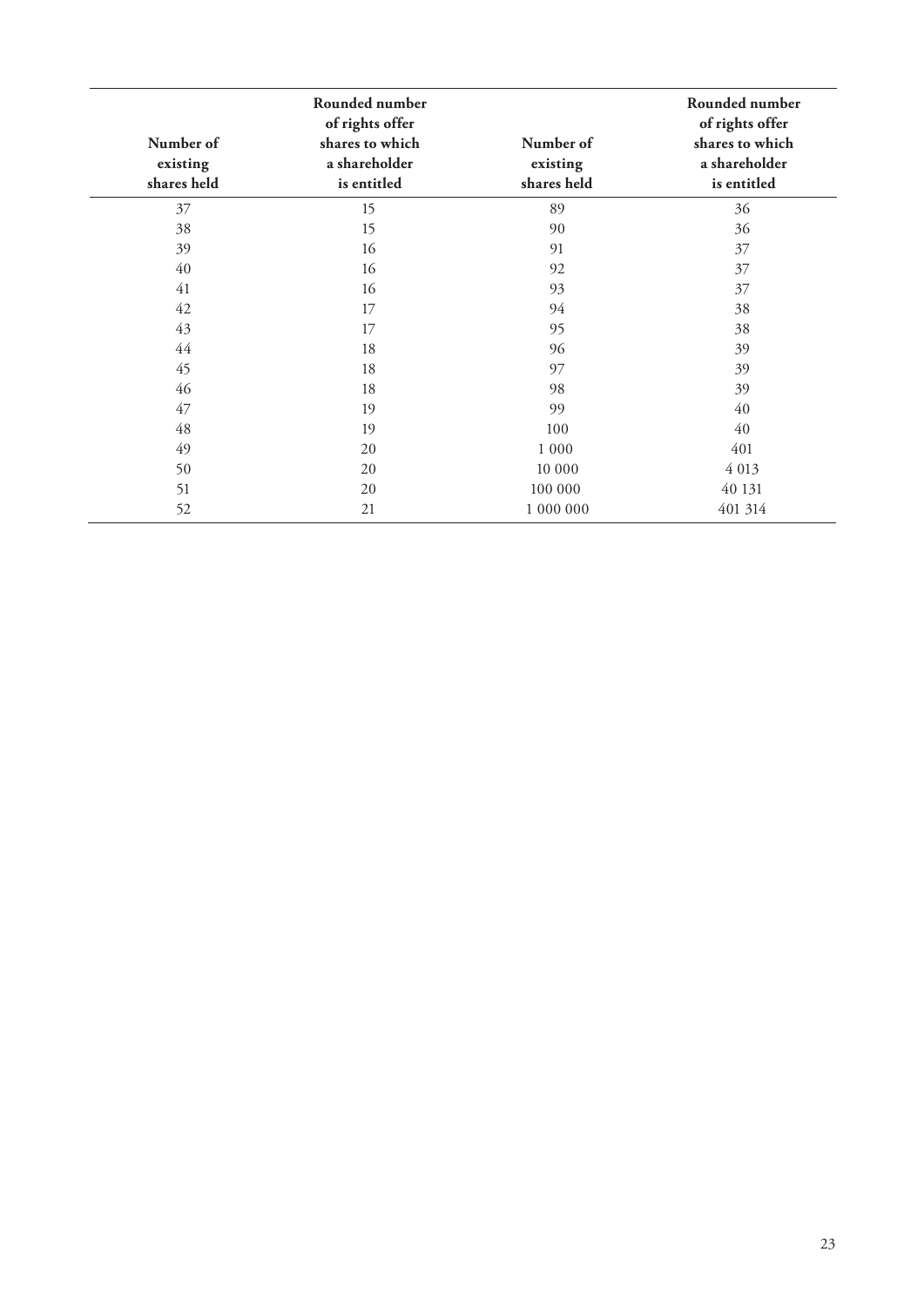| Number of existing shares held | Rounded number of rights offer shares to which a shareholder is entitled | Number of existing shares held | Rounded number of rights offer shares to which a shareholder is entitled |
|---|---|---|---|
| 37 | 15 | 89 | 36 |
| 38 | 15 | 90 | 36 |
| 39 | 16 | 91 | 37 |
| 40 | 16 | 92 | 37 |
| 41 | 16 | 93 | 37 |
| 42 | 17 | 94 | 38 |
| 43 | 17 | 95 | 38 |
| 44 | 18 | 96 | 39 |
| 45 | 18 | 97 | 39 |
| 46 | 18 | 98 | 39 |
| 47 | 19 | 99 | 40 |
| 48 | 19 | 100 | 40 |
| 49 | 20 | 1 000 | 401 |
| 50 | 20 | 10 000 | 4 013 |
| 51 | 20 | 100 000 | 40 131 |
| 52 | 21 | 1 000 000 | 401 314 |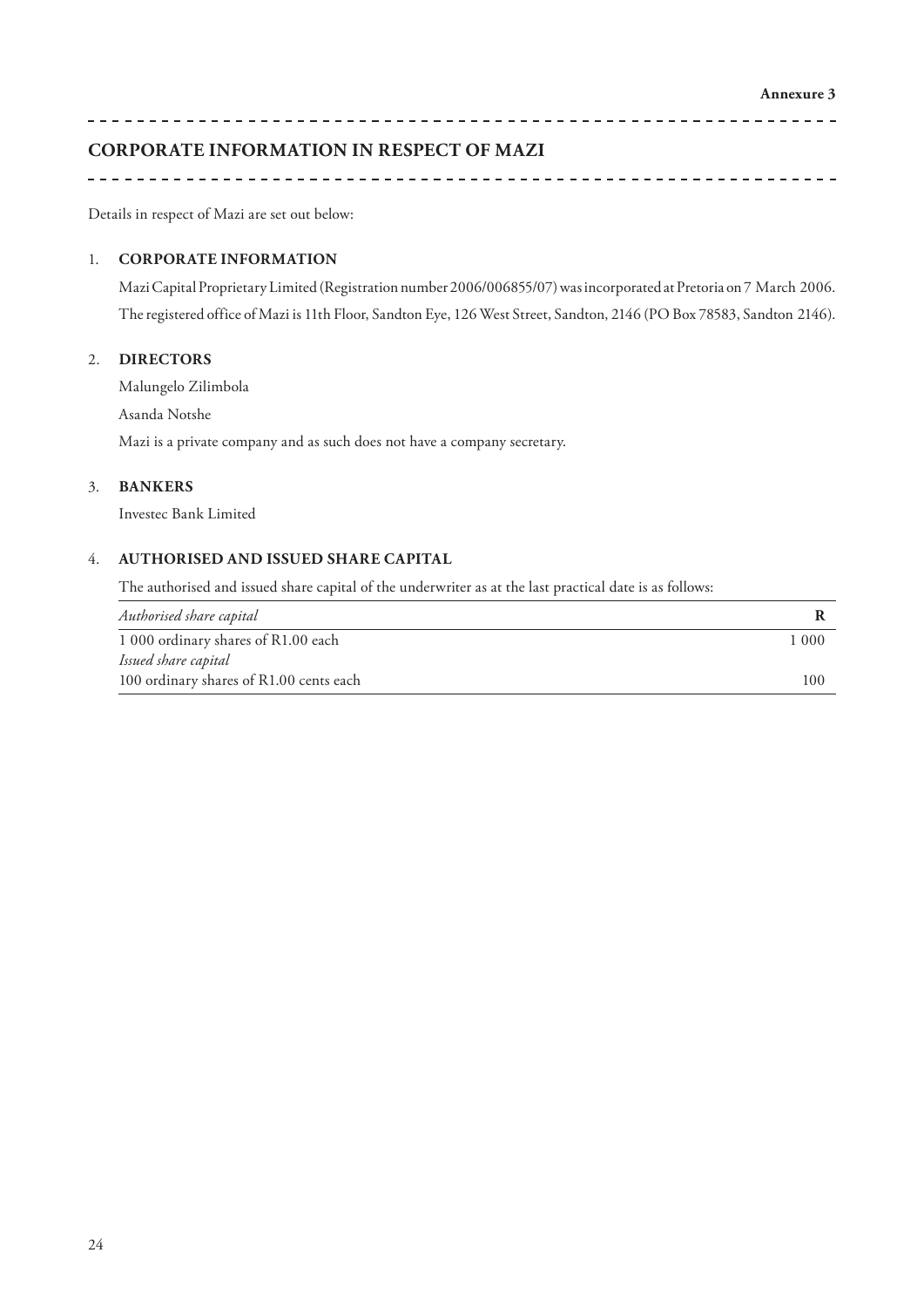**Annexure 3**

# CORPORATE INFORMATION IN RESPECT OF MAZI

Details in respect of Mazi are set out below:

## 1. CORPORATE INFORMATION

Mazi Capital Proprietary Limited (Registration number 2006/006855/07) was incorporated at Pretoria on 7 March 2006. The registered office of Mazi is 11th Floor, Sandton Eye, 126 West Street, Sandton, 2146 (PO Box 78583, Sandton 2146).

## 2. DIRECTORS

Malungelo Zilimbola

Asanda Notshe

Mazi is a private company and as such does not have a company secretary.

## 3. BANKERS

Investec Bank Limited

## 4. AUTHORISED AND ISSUED SHARE CAPITAL

The authorised and issued share capital of the underwriter as at the last practical date is as follows:

| *Authorised share capital* | **R** |
|---|---|
| 1 000 ordinary shares of R1.00 each | 1 000 |
| *Issued share capital* | |
| 100 ordinary shares of R1.00 cents each | 100 |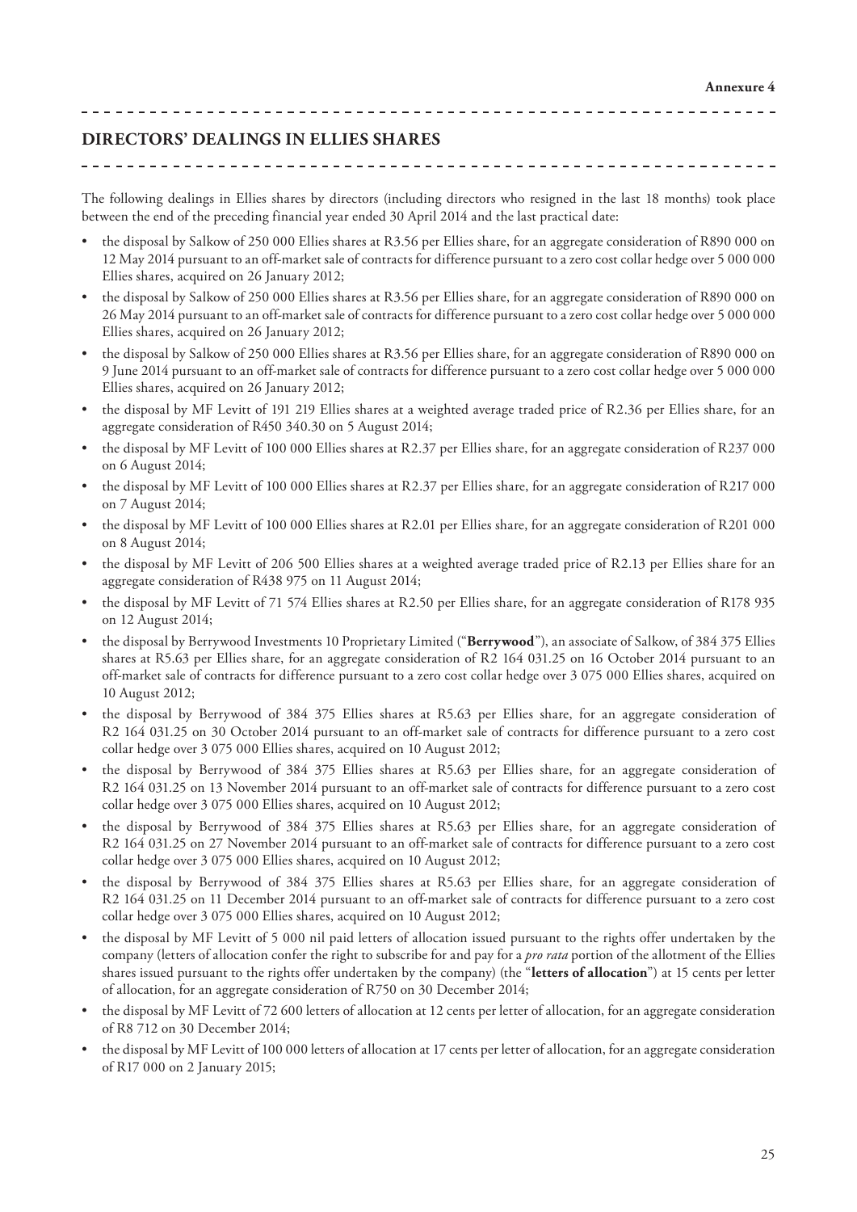**Annexure 4**

## DIRECTORS' DEALINGS IN ELLIES SHARES

The following dealings in Ellies shares by directors (including directors who resigned in the last 18 months) took place between the end of the preceding financial year ended 30 April 2014 and the last practical date:

- the disposal by Salkow of 250 000 Ellies shares at R3.56 per Ellies share, for an aggregate consideration of R890 000 on 12 May 2014 pursuant to an off-market sale of contracts for difference pursuant to a zero cost collar hedge over 5 000 000 Ellies shares, acquired on 26 January 2012;
- the disposal by Salkow of 250 000 Ellies shares at R3.56 per Ellies share, for an aggregate consideration of R890 000 on 26 May 2014 pursuant to an off-market sale of contracts for difference pursuant to a zero cost collar hedge over 5 000 000 Ellies shares, acquired on 26 January 2012;
- the disposal by Salkow of 250 000 Ellies shares at R3.56 per Ellies share, for an aggregate consideration of R890 000 on 9 June 2014 pursuant to an off-market sale of contracts for difference pursuant to a zero cost collar hedge over 5 000 000 Ellies shares, acquired on 26 January 2012;
- the disposal by MF Levitt of 191 219 Ellies shares at a weighted average traded price of R2.36 per Ellies share, for an aggregate consideration of R450 340.30 on 5 August 2014;
- the disposal by MF Levitt of 100 000 Ellies shares at R2.37 per Ellies share, for an aggregate consideration of R237 000 on 6 August 2014;
- the disposal by MF Levitt of 100 000 Ellies shares at R2.37 per Ellies share, for an aggregate consideration of R217 000 on 7 August 2014;
- the disposal by MF Levitt of 100 000 Ellies shares at R2.01 per Ellies share, for an aggregate consideration of R201 000 on 8 August 2014;
- the disposal by MF Levitt of 206 500 Ellies shares at a weighted average traded price of R2.13 per Ellies share for an aggregate consideration of R438 975 on 11 August 2014;
- the disposal by MF Levitt of 71 574 Ellies shares at R2.50 per Ellies share, for an aggregate consideration of R178 935 on 12 August 2014;
- the disposal by Berrywood Investments 10 Proprietary Limited ("**Berrywood**"), an associate of Salkow, of 384 375 Ellies shares at R5.63 per Ellies share, for an aggregate consideration of R2 164 031.25 on 16 October 2014 pursuant to an off-market sale of contracts for difference pursuant to a zero cost collar hedge over 3 075 000 Ellies shares, acquired on 10 August 2012;
- the disposal by Berrywood of 384 375 Ellies shares at R5.63 per Ellies share, for an aggregate consideration of R2 164 031.25 on 30 October 2014 pursuant to an off-market sale of contracts for difference pursuant to a zero cost collar hedge over 3 075 000 Ellies shares, acquired on 10 August 2012;
- the disposal by Berrywood of 384 375 Ellies shares at R5.63 per Ellies share, for an aggregate consideration of R2 164 031.25 on 13 November 2014 pursuant to an off-market sale of contracts for difference pursuant to a zero cost collar hedge over 3 075 000 Ellies shares, acquired on 10 August 2012;
- the disposal by Berrywood of 384 375 Ellies shares at R5.63 per Ellies share, for an aggregate consideration of R2 164 031.25 on 27 November 2014 pursuant to an off-market sale of contracts for difference pursuant to a zero cost collar hedge over 3 075 000 Ellies shares, acquired on 10 August 2012;
- the disposal by Berrywood of 384 375 Ellies shares at R5.63 per Ellies share, for an aggregate consideration of R2 164 031.25 on 11 December 2014 pursuant to an off-market sale of contracts for difference pursuant to a zero cost collar hedge over 3 075 000 Ellies shares, acquired on 10 August 2012;
- the disposal by MF Levitt of 5 000 nil paid letters of allocation issued pursuant to the rights offer undertaken by the company (letters of allocation confer the right to subscribe for and pay for a *pro rata* portion of the allotment of the Ellies shares issued pursuant to the rights offer undertaken by the company) (the "**letters of allocation**") at 15 cents per letter of allocation, for an aggregate consideration of R750 on 30 December 2014;
- the disposal by MF Levitt of 72 600 letters of allocation at 12 cents per letter of allocation, for an aggregate consideration of R8 712 on 30 December 2014;
- the disposal by MF Levitt of 100 000 letters of allocation at 17 cents per letter of allocation, for an aggregate consideration of R17 000 on 2 January 2015;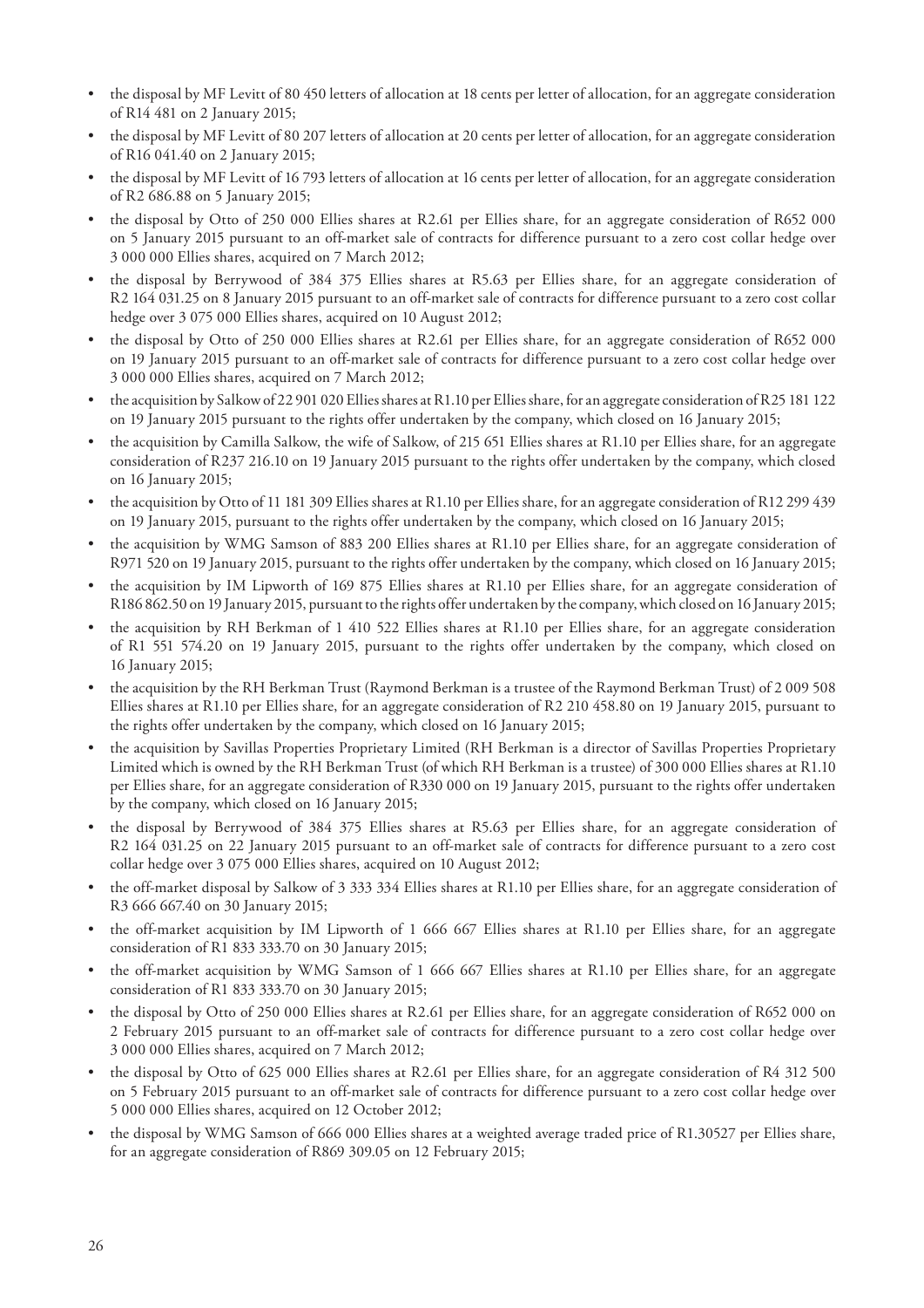- the disposal by MF Levitt of 80 450 letters of allocation at 18 cents per letter of allocation, for an aggregate consideration of R14 481 on 2 January 2015;
- the disposal by MF Levitt of 80 207 letters of allocation at 20 cents per letter of allocation, for an aggregate consideration of R16 041.40 on 2 January 2015;
- the disposal by MF Levitt of 16 793 letters of allocation at 16 cents per letter of allocation, for an aggregate consideration of R2 686.88 on 5 January 2015;
- the disposal by Otto of 250 000 Ellies shares at R2.61 per Ellies share, for an aggregate consideration of R652 000 on 5 January 2015 pursuant to an off-market sale of contracts for difference pursuant to a zero cost collar hedge over 3 000 000 Ellies shares, acquired on 7 March 2012;
- the disposal by Berrywood of 384 375 Ellies shares at R5.63 per Ellies share, for an aggregate consideration of R2 164 031.25 on 8 January 2015 pursuant to an off-market sale of contracts for difference pursuant to a zero cost collar hedge over 3 075 000 Ellies shares, acquired on 10 August 2012;
- the disposal by Otto of 250 000 Ellies shares at R2.61 per Ellies share, for an aggregate consideration of R652 000 on 19 January 2015 pursuant to an off-market sale of contracts for difference pursuant to a zero cost collar hedge over 3 000 000 Ellies shares, acquired on 7 March 2012;
- the acquisition by Salkow of 22 901 020 Ellies shares at R1.10 per Ellies share, for an aggregate consideration of R25 181 122 on 19 January 2015 pursuant to the rights offer undertaken by the company, which closed on 16 January 2015;
- the acquisition by Camilla Salkow, the wife of Salkow, of 215 651 Ellies shares at R1.10 per Ellies share, for an aggregate consideration of R237 216.10 on 19 January 2015 pursuant to the rights offer undertaken by the company, which closed on 16 January 2015;
- the acquisition by Otto of 11 181 309 Ellies shares at R1.10 per Ellies share, for an aggregate consideration of R12 299 439 on 19 January 2015, pursuant to the rights offer undertaken by the company, which closed on 16 January 2015;
- the acquisition by WMG Samson of 883 200 Ellies shares at R1.10 per Ellies share, for an aggregate consideration of R971 520 on 19 January 2015, pursuant to the rights offer undertaken by the company, which closed on 16 January 2015;
- the acquisition by IM Lipworth of 169 875 Ellies shares at R1.10 per Ellies share, for an aggregate consideration of R186 862.50 on 19 January 2015, pursuant to the rights offer undertaken by the company, which closed on 16 January 2015;
- the acquisition by RH Berkman of 1 410 522 Ellies shares at R1.10 per Ellies share, for an aggregate consideration of R1 551 574.20 on 19 January 2015, pursuant to the rights offer undertaken by the company, which closed on 16 January 2015;
- the acquisition by the RH Berkman Trust (Raymond Berkman is a trustee of the Raymond Berkman Trust) of 2 009 508 Ellies shares at R1.10 per Ellies share, for an aggregate consideration of R2 210 458.80 on 19 January 2015, pursuant to the rights offer undertaken by the company, which closed on 16 January 2015;
- the acquisition by Savillas Properties Proprietary Limited (RH Berkman is a director of Savillas Properties Proprietary Limited which is owned by the RH Berkman Trust (of which RH Berkman is a trustee) of 300 000 Ellies shares at R1.10 per Ellies share, for an aggregate consideration of R330 000 on 19 January 2015, pursuant to the rights offer undertaken by the company, which closed on 16 January 2015;
- the disposal by Berrywood of 384 375 Ellies shares at R5.63 per Ellies share, for an aggregate consideration of R2 164 031.25 on 22 January 2015 pursuant to an off-market sale of contracts for difference pursuant to a zero cost collar hedge over 3 075 000 Ellies shares, acquired on 10 August 2012;
- the off-market disposal by Salkow of 3 333 334 Ellies shares at R1.10 per Ellies share, for an aggregate consideration of R3 666 667.40 on 30 January 2015;
- the off-market acquisition by IM Lipworth of 1 666 667 Ellies shares at R1.10 per Ellies share, for an aggregate consideration of R1 833 333.70 on 30 January 2015;
- the off-market acquisition by WMG Samson of 1 666 667 Ellies shares at R1.10 per Ellies share, for an aggregate consideration of R1 833 333.70 on 30 January 2015;
- the disposal by Otto of 250 000 Ellies shares at R2.61 per Ellies share, for an aggregate consideration of R652 000 on 2 February 2015 pursuant to an off-market sale of contracts for difference pursuant to a zero cost collar hedge over 3 000 000 Ellies shares, acquired on 7 March 2012;
- the disposal by Otto of 625 000 Ellies shares at R2.61 per Ellies share, for an aggregate consideration of R4 312 500 on 5 February 2015 pursuant to an off-market sale of contracts for difference pursuant to a zero cost collar hedge over 5 000 000 Ellies shares, acquired on 12 October 2012;
- the disposal by WMG Samson of 666 000 Ellies shares at a weighted average traded price of R1.30527 per Ellies share, for an aggregate consideration of R869 309.05 on 12 February 2015;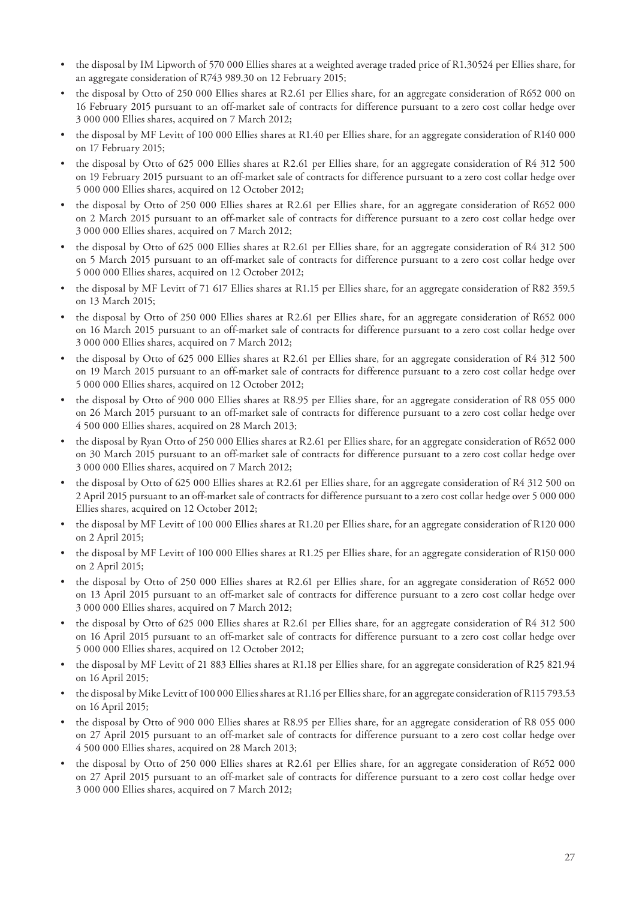- the disposal by IM Lipworth of 570 000 Ellies shares at a weighted average traded price of R1.30524 per Ellies share, for an aggregate consideration of R743 989.30 on 12 February 2015;
- the disposal by Otto of 250 000 Ellies shares at R2.61 per Ellies share, for an aggregate consideration of R652 000 on 16 February 2015 pursuant to an off-market sale of contracts for difference pursuant to a zero cost collar hedge over 3 000 000 Ellies shares, acquired on 7 March 2012;
- the disposal by MF Levitt of 100 000 Ellies shares at R1.40 per Ellies share, for an aggregate consideration of R140 000 on 17 February 2015;
- the disposal by Otto of 625 000 Ellies shares at R2.61 per Ellies share, for an aggregate consideration of R4 312 500 on 19 February 2015 pursuant to an off-market sale of contracts for difference pursuant to a zero cost collar hedge over 5 000 000 Ellies shares, acquired on 12 October 2012;
- the disposal by Otto of 250 000 Ellies shares at R2.61 per Ellies share, for an aggregate consideration of R652 000 on 2 March 2015 pursuant to an off-market sale of contracts for difference pursuant to a zero cost collar hedge over 3 000 000 Ellies shares, acquired on 7 March 2012;
- the disposal by Otto of 625 000 Ellies shares at R2.61 per Ellies share, for an aggregate consideration of R4 312 500 on 5 March 2015 pursuant to an off-market sale of contracts for difference pursuant to a zero cost collar hedge over 5 000 000 Ellies shares, acquired on 12 October 2012;
- the disposal by MF Levitt of 71 617 Ellies shares at R1.15 per Ellies share, for an aggregate consideration of R82 359.5 on 13 March 2015;
- the disposal by Otto of 250 000 Ellies shares at R2.61 per Ellies share, for an aggregate consideration of R652 000 on 16 March 2015 pursuant to an off-market sale of contracts for difference pursuant to a zero cost collar hedge over 3 000 000 Ellies shares, acquired on 7 March 2012;
- the disposal by Otto of 625 000 Ellies shares at R2.61 per Ellies share, for an aggregate consideration of R4 312 500 on 19 March 2015 pursuant to an off-market sale of contracts for difference pursuant to a zero cost collar hedge over 5 000 000 Ellies shares, acquired on 12 October 2012;
- the disposal by Otto of 900 000 Ellies shares at R8.95 per Ellies share, for an aggregate consideration of R8 055 000 on 26 March 2015 pursuant to an off-market sale of contracts for difference pursuant to a zero cost collar hedge over 4 500 000 Ellies shares, acquired on 28 March 2013;
- the disposal by Ryan Otto of 250 000 Ellies shares at R2.61 per Ellies share, for an aggregate consideration of R652 000 on 30 March 2015 pursuant to an off-market sale of contracts for difference pursuant to a zero cost collar hedge over 3 000 000 Ellies shares, acquired on 7 March 2012;
- the disposal by Otto of 625 000 Ellies shares at R2.61 per Ellies share, for an aggregate consideration of R4 312 500 on 2 April 2015 pursuant to an off-market sale of contracts for difference pursuant to a zero cost collar hedge over 5 000 000 Ellies shares, acquired on 12 October 2012;
- the disposal by MF Levitt of 100 000 Ellies shares at R1.20 per Ellies share, for an aggregate consideration of R120 000 on 2 April 2015;
- the disposal by MF Levitt of 100 000 Ellies shares at R1.25 per Ellies share, for an aggregate consideration of R150 000 on 2 April 2015;
- the disposal by Otto of 250 000 Ellies shares at R2.61 per Ellies share, for an aggregate consideration of R652 000 on 13 April 2015 pursuant to an off-market sale of contracts for difference pursuant to a zero cost collar hedge over 3 000 000 Ellies shares, acquired on 7 March 2012;
- the disposal by Otto of 625 000 Ellies shares at R2.61 per Ellies share, for an aggregate consideration of R4 312 500 on 16 April 2015 pursuant to an off-market sale of contracts for difference pursuant to a zero cost collar hedge over 5 000 000 Ellies shares, acquired on 12 October 2012;
- the disposal by MF Levitt of 21 883 Ellies shares at R1.18 per Ellies share, for an aggregate consideration of R25 821.94 on 16 April 2015;
- the disposal by Mike Levitt of 100 000 Ellies shares at R1.16 per Ellies share, for an aggregate consideration of R115 793.53 on 16 April 2015;
- the disposal by Otto of 900 000 Ellies shares at R8.95 per Ellies share, for an aggregate consideration of R8 055 000 on 27 April 2015 pursuant to an off-market sale of contracts for difference pursuant to a zero cost collar hedge over 4 500 000 Ellies shares, acquired on 28 March 2013;
- the disposal by Otto of 250 000 Ellies shares at R2.61 per Ellies share, for an aggregate consideration of R652 000 on 27 April 2015 pursuant to an off-market sale of contracts for difference pursuant to a zero cost collar hedge over 3 000 000 Ellies shares, acquired on 7 March 2012;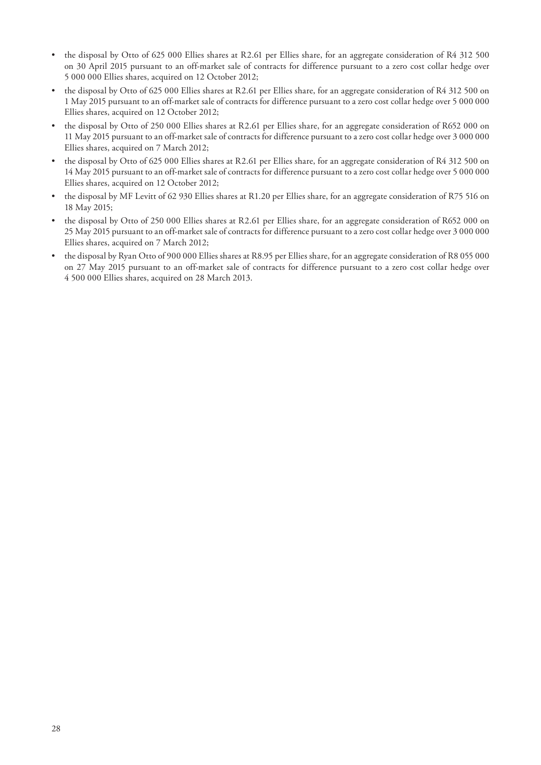- the disposal by Otto of 625 000 Ellies shares at R2.61 per Ellies share, for an aggregate consideration of R4 312 500 on 30 April 2015 pursuant to an off-market sale of contracts for difference pursuant to a zero cost collar hedge over 5 000 000 Ellies shares, acquired on 12 October 2012;
- the disposal by Otto of 625 000 Ellies shares at R2.61 per Ellies share, for an aggregate consideration of R4 312 500 on 1 May 2015 pursuant to an off-market sale of contracts for difference pursuant to a zero cost collar hedge over 5 000 000 Ellies shares, acquired on 12 October 2012;
- the disposal by Otto of 250 000 Ellies shares at R2.61 per Ellies share, for an aggregate consideration of R652 000 on 11 May 2015 pursuant to an off-market sale of contracts for difference pursuant to a zero cost collar hedge over 3 000 000 Ellies shares, acquired on 7 March 2012;
- the disposal by Otto of 625 000 Ellies shares at R2.61 per Ellies share, for an aggregate consideration of R4 312 500 on 14 May 2015 pursuant to an off-market sale of contracts for difference pursuant to a zero cost collar hedge over 5 000 000 Ellies shares, acquired on 12 October 2012;
- the disposal by MF Levitt of 62 930 Ellies shares at R1.20 per Ellies share, for an aggregate consideration of R75 516 on 18 May 2015;
- the disposal by Otto of 250 000 Ellies shares at R2.61 per Ellies share, for an aggregate consideration of R652 000 on 25 May 2015 pursuant to an off-market sale of contracts for difference pursuant to a zero cost collar hedge over 3 000 000 Ellies shares, acquired on 7 March 2012;
- the disposal by Ryan Otto of 900 000 Ellies shares at R8.95 per Ellies share, for an aggregate consideration of R8 055 000 on 27 May 2015 pursuant to an off-market sale of contracts for difference pursuant to a zero cost collar hedge over 4 500 000 Ellies shares, acquired on 28 March 2013.